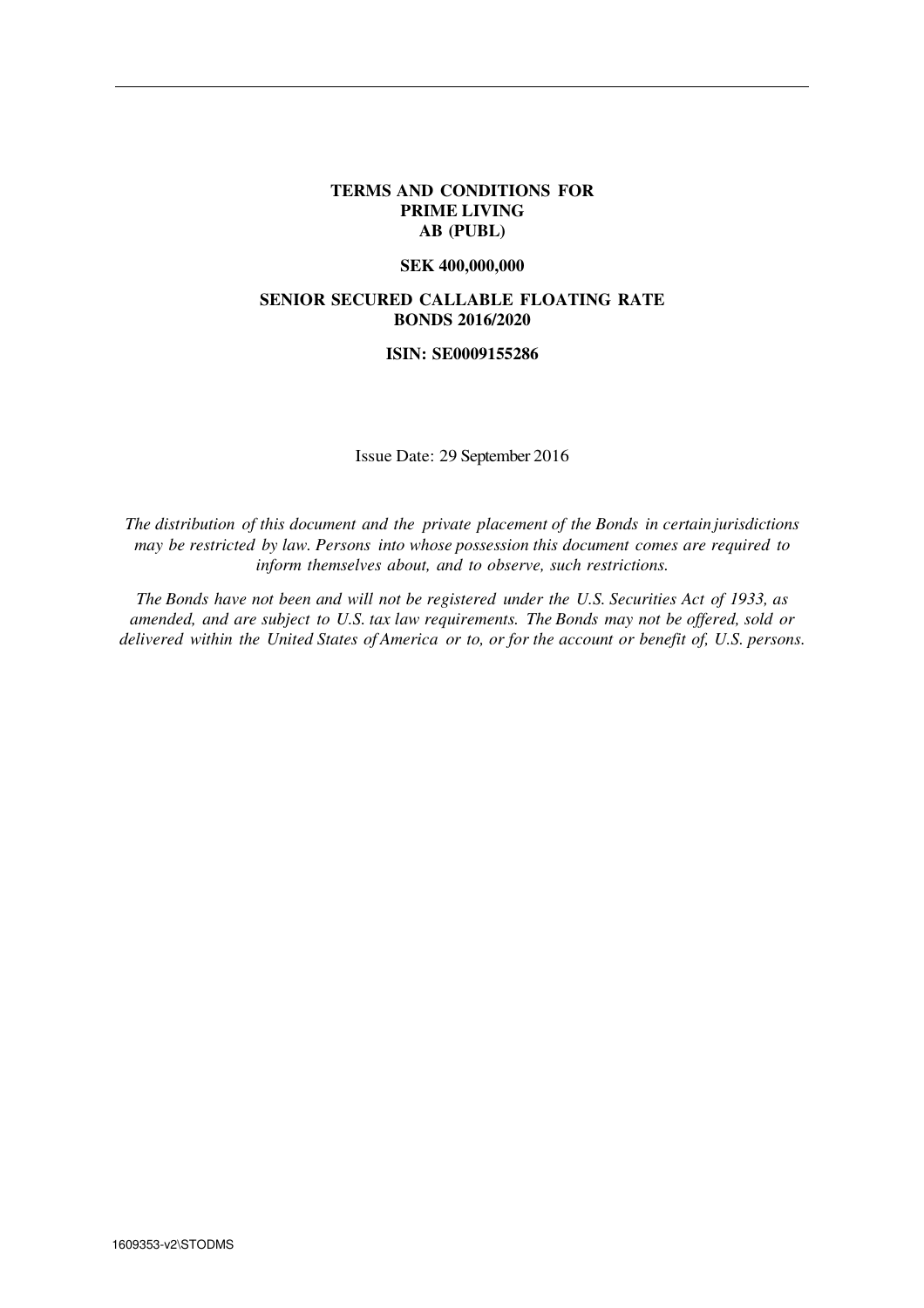**TERMS AND CONDITIONS FOR PRIME LIVING AB (PUBL)**

**SEK 400,000,000**

**SENIOR SECURED CALLABLE FLOATING RATE BONDS 2016/2020**

**ISIN: SE0009155286**

Issue Date: 29 September 2016

*The distribution of this document and the private placement of the Bonds in certain jurisdictions may be restricted by law. Persons into whose possession this document comes are required to inform themselves about, and to observe, such restrictions.*

*The Bonds have not been and will not be registered under the U.S. Securities Act of 1933, as amended, and are subject to U.S. tax law requirements. The Bonds may not be offered, sold or delivered within the United States of America or to, or for the account or benefit of, U.S. persons.*

1609353-v2\STODMS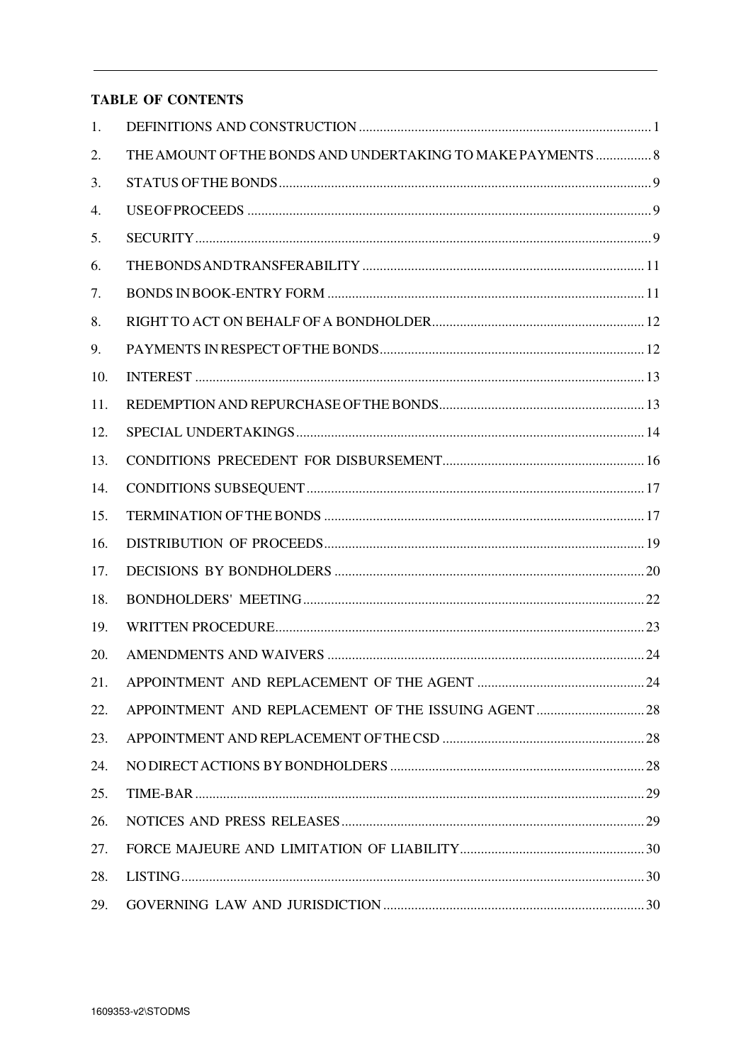**TABLE OF CONTENTS**

| | | |
|---|---|---|
| 1. | DEFINITIONS AND CONSTRUCTION | 1 |
| 2. | THE AMOUNT OF THE BONDS AND UNDERTAKING TO MAKE PAYMENTS | 8 |
| 3. | STATUS OF THE BONDS | 9 |
| 4. | USE OF PROCEEDS | 9 |
| 5. | SECURITY | 9 |
| 6. | THE BONDS AND TRANSFERABILITY | 11 |
| 7. | BONDS IN BOOK-ENTRY FORM | 11 |
| 8. | RIGHT TO ACT ON BEHALF OF A BONDHOLDER | 12 |
| 9. | PAYMENTS IN RESPECT OF THE BONDS | 12 |
| 10. | INTEREST | 13 |
| 11. | REDEMPTION AND REPURCHASE OF THE BONDS | 13 |
| 12. | SPECIAL UNDERTAKINGS | 14 |
| 13. | CONDITIONS PRECEDENT FOR DISBURSEMENT | 16 |
| 14. | CONDITIONS SUBSEQUENT | 17 |
| 15. | TERMINATION OF THE BONDS | 17 |
| 16. | DISTRIBUTION OF PROCEEDS | 19 |
| 17. | DECISIONS BY BONDHOLDERS | 20 |
| 18. | BONDHOLDERS' MEETING | 22 |
| 19. | WRITTEN PROCEDURE | 23 |
| 20. | AMENDMENTS AND WAIVERS | 24 |
| 21. | APPOINTMENT AND REPLACEMENT OF THE AGENT | 24 |
| 22. | APPOINTMENT AND REPLACEMENT OF THE ISSUING AGENT | 28 |
| 23. | APPOINTMENT AND REPLACEMENT OF THE CSD | 28 |
| 24. | NO DIRECT ACTIONS BY BONDHOLDERS | 28 |
| 25. | TIME-BAR | 29 |
| 26. | NOTICES AND PRESS RELEASES | 29 |
| 27. | FORCE MAJEURE AND LIMITATION OF LIABILITY | 30 |
| 28. | LISTING | 30 |
| 29. | GOVERNING LAW AND JURISDICTION | 30 |

1609353-v2\STODMS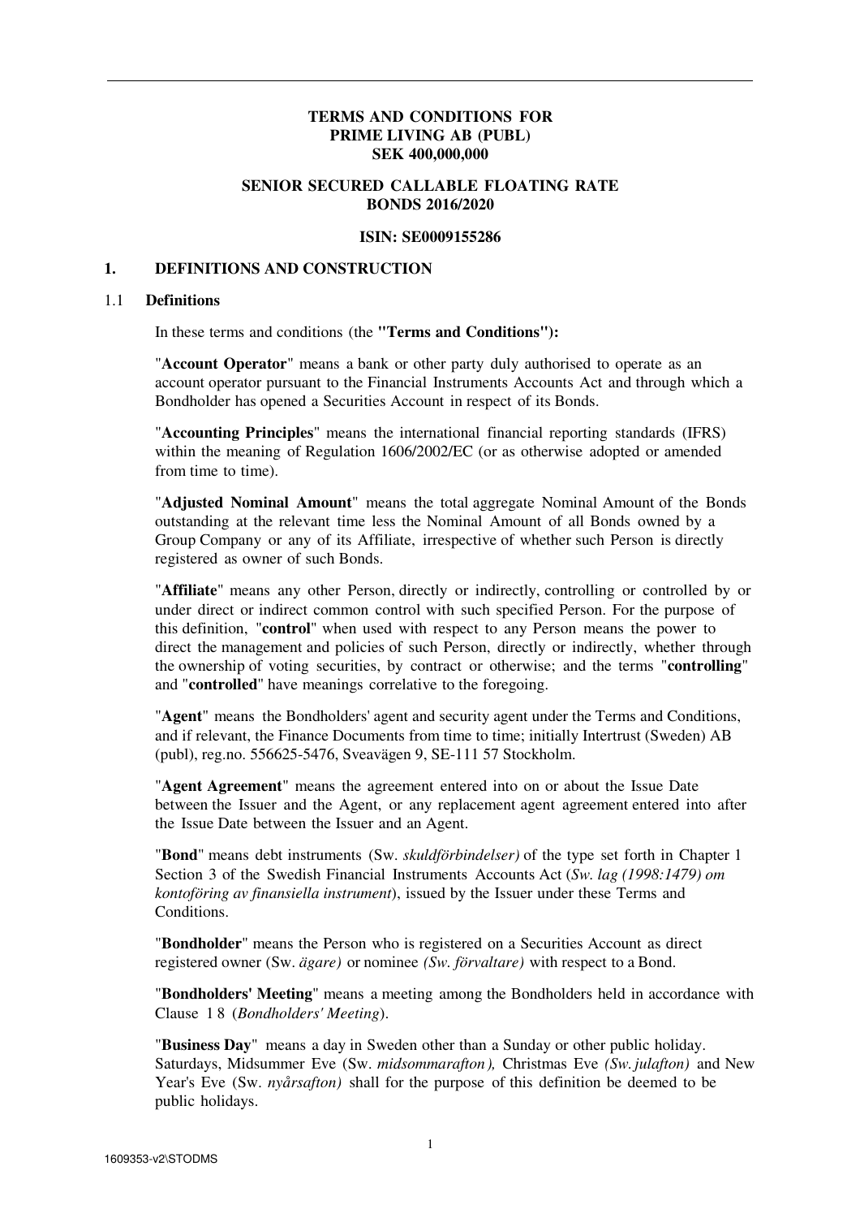**TERMS AND CONDITIONS FOR PRIME LIVING AB (PUBL) SEK 400,000,000**

**SENIOR SECURED CALLABLE FLOATING RATE BONDS 2016/2020**

**ISIN: SE0009155286**

# 1. DEFINITIONS AND CONSTRUCTION

## 1.1 Definitions

In these terms and conditions (the **"Terms and Conditions"):**

"**Account Operator**" means a bank or other party duly authorised to operate as an account operator pursuant to the Financial Instruments Accounts Act and through which a Bondholder has opened a Securities Account in respect of its Bonds.

"**Accounting Principles**" means the international financial reporting standards (IFRS) within the meaning of Regulation 1606/2002/EC (or as otherwise adopted or amended from time to time).

"**Adjusted Nominal Amount**" means the total aggregate Nominal Amount of the Bonds outstanding at the relevant time less the Nominal Amount of all Bonds owned by a Group Company or any of its Affiliate, irrespective of whether such Person is directly registered as owner of such Bonds.

"**Affiliate**" means any other Person, directly or indirectly, controlling or controlled by or under direct or indirect common control with such specified Person. For the purpose of this definition, "**control**" when used with respect to any Person means the power to direct the management and policies of such Person, directly or indirectly, whether through the ownership of voting securities, by contract or otherwise; and the terms "**controlling**" and "**controlled**" have meanings correlative to the foregoing.

"**Agent**" means the Bondholders' agent and security agent under the Terms and Conditions, and if relevant, the Finance Documents from time to time; initially Intertrust (Sweden) AB (publ), reg.no. 556625-5476, Sveavägen 9, SE-111 57 Stockholm.

"**Agent Agreement**" means the agreement entered into on or about the Issue Date between the Issuer and the Agent, or any replacement agent agreement entered into after the Issue Date between the Issuer and an Agent.

"**Bond**" means debt instruments (Sw. *skuldförbindelser)* of the type set forth in Chapter 1 Section 3 of the Swedish Financial Instruments Accounts Act (*Sw. lag (1998:1479) om kontoföring av finansiella instrument*), issued by the Issuer under these Terms and Conditions.

"**Bondholder**" means the Person who is registered on a Securities Account as direct registered owner (Sw. *ägare)* or nominee *(Sw. förvaltare)* with respect to a Bond.

"**Bondholders' Meeting**" means a meeting among the Bondholders held in accordance with Clause 18 (*Bondholders' Meeting*).

"**Business Day**" means a day in Sweden other than a Sunday or other public holiday. Saturdays, Midsummer Eve (Sw. *midsommarafton),* Christmas Eve *(Sw. julafton)* and New Year's Eve (Sw. *nyårsafton)* shall for the purpose of this definition be deemed to be public holidays.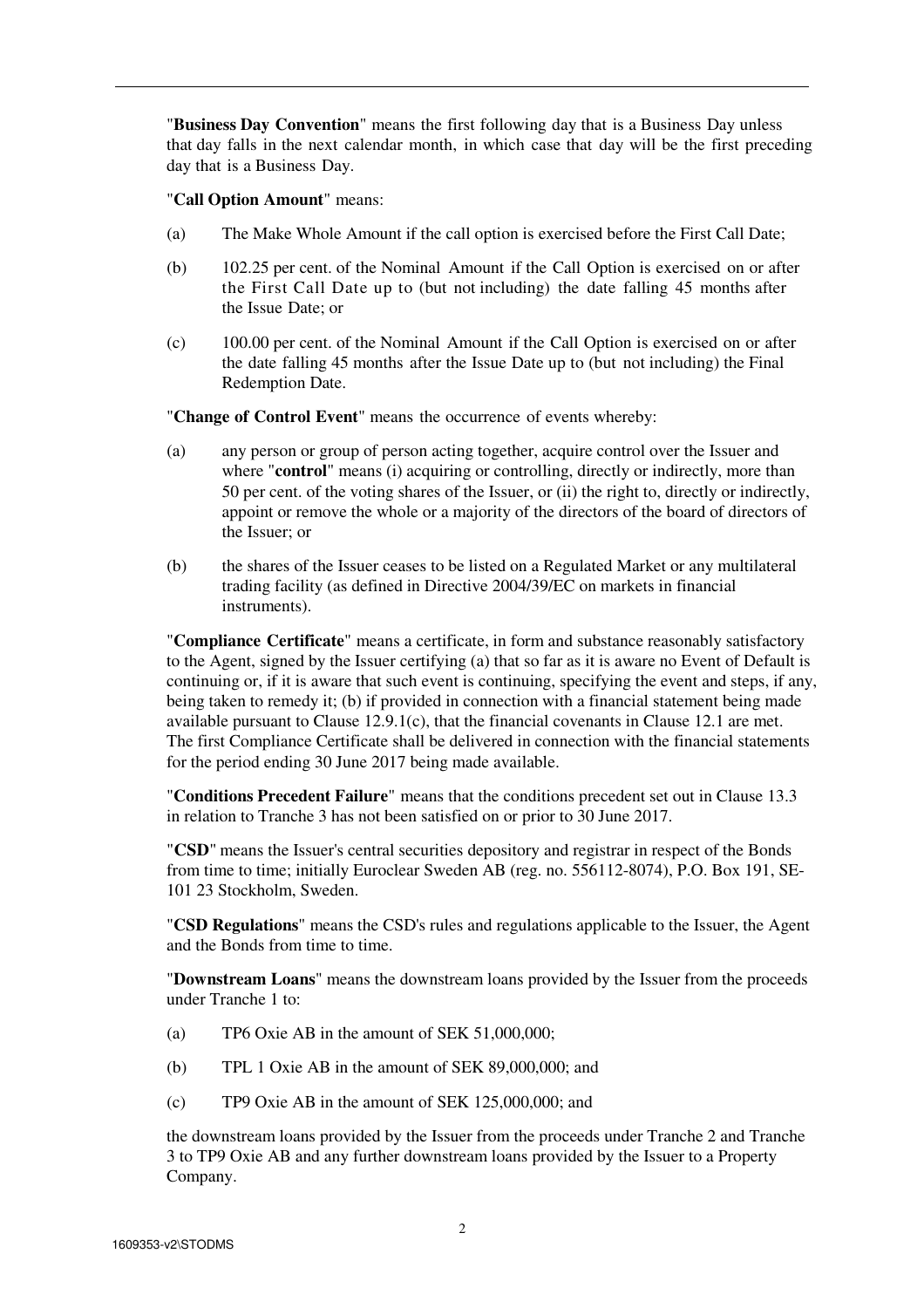"**Business Day Convention**" means the first following day that is a Business Day unless that day falls in the next calendar month, in which case that day will be the first preceding day that is a Business Day.

"**Call Option Amount**" means:

(a) The Make Whole Amount if the call option is exercised before the First Call Date;

(b) 102.25 per cent. of the Nominal Amount if the Call Option is exercised on or after the First Call Date up to (but not including) the date falling 45 months after the Issue Date; or

(c) 100.00 per cent. of the Nominal Amount if the Call Option is exercised on or after the date falling 45 months after the Issue Date up to (but not including) the Final Redemption Date.

"**Change of Control Event**" means the occurrence of events whereby:

(a) any person or group of person acting together, acquire control over the Issuer and where "**control**" means (i) acquiring or controlling, directly or indirectly, more than 50 per cent. of the voting shares of the Issuer, or (ii) the right to, directly or indirectly, appoint or remove the whole or a majority of the directors of the board of directors of the Issuer; or

(b) the shares of the Issuer ceases to be listed on a Regulated Market or any multilateral trading facility (as defined in Directive 2004/39/EC on markets in financial instruments).

"**Compliance Certificate**" means a certificate, in form and substance reasonably satisfactory to the Agent, signed by the Issuer certifying (a) that so far as it is aware no Event of Default is continuing or, if it is aware that such event is continuing, specifying the event and steps, if any, being taken to remedy it; (b) if provided in connection with a financial statement being made available pursuant to Clause 12.9.1(c), that the financial covenants in Clause 12.1 are met. The first Compliance Certificate shall be delivered in connection with the financial statements for the period ending 30 June 2017 being made available.

"**Conditions Precedent Failure**" means that the conditions precedent set out in Clause 13.3 in relation to Tranche 3 has not been satisfied on or prior to 30 June 2017.

"**CSD**" means the Issuer's central securities depository and registrar in respect of the Bonds from time to time; initially Euroclear Sweden AB (reg. no. 556112-8074), P.O. Box 191, SE-101 23 Stockholm, Sweden.

"**CSD Regulations**" means the CSD's rules and regulations applicable to the Issuer, the Agent and the Bonds from time to time.

"**Downstream Loans**" means the downstream loans provided by the Issuer from the proceeds under Tranche 1 to:

(a) TP6 Oxie AB in the amount of SEK 51,000,000;

(b) TPL 1 Oxie AB in the amount of SEK 89,000,000; and

(c) TP9 Oxie AB in the amount of SEK 125,000,000; and

the downstream loans provided by the Issuer from the proceeds under Tranche 2 and Tranche 3 to TP9 Oxie AB and any further downstream loans provided by the Issuer to a Property Company.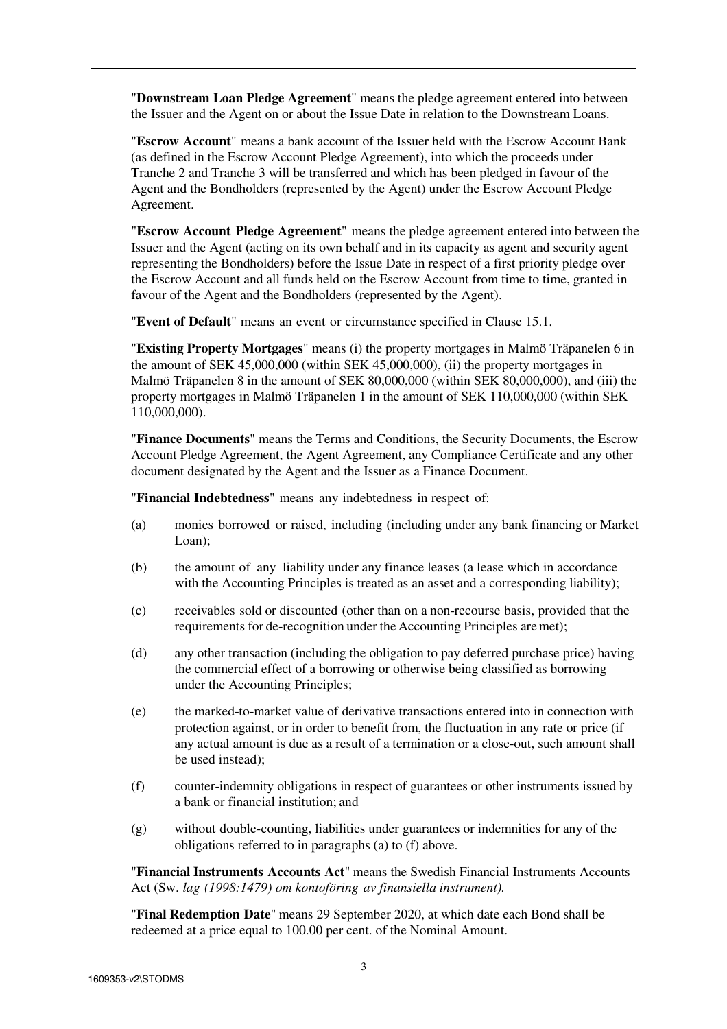"**Downstream Loan Pledge Agreement**" means the pledge agreement entered into between the Issuer and the Agent on or about the Issue Date in relation to the Downstream Loans.

"**Escrow Account**" means a bank account of the Issuer held with the Escrow Account Bank (as defined in the Escrow Account Pledge Agreement), into which the proceeds under Tranche 2 and Tranche 3 will be transferred and which has been pledged in favour of the Agent and the Bondholders (represented by the Agent) under the Escrow Account Pledge Agreement.

"**Escrow Account Pledge Agreement**" means the pledge agreement entered into between the Issuer and the Agent (acting on its own behalf and in its capacity as agent and security agent representing the Bondholders) before the Issue Date in respect of a first priority pledge over the Escrow Account and all funds held on the Escrow Account from time to time, granted in favour of the Agent and the Bondholders (represented by the Agent).

"**Event of Default**" means an event or circumstance specified in Clause 15.1.

"**Existing Property Mortgages**" means (i) the property mortgages in Malmö Träpanelen 6 in the amount of SEK 45,000,000 (within SEK 45,000,000), (ii) the property mortgages in Malmö Träpanelen 8 in the amount of SEK 80,000,000 (within SEK 80,000,000), and (iii) the property mortgages in Malmö Träpanelen 1 in the amount of SEK 110,000,000 (within SEK 110,000,000).

"**Finance Documents**" means the Terms and Conditions, the Security Documents, the Escrow Account Pledge Agreement, the Agent Agreement, any Compliance Certificate and any other document designated by the Agent and the Issuer as a Finance Document.

"**Financial Indebtedness**" means any indebtedness in respect of:

(a) monies borrowed or raised, including (including under any bank financing or Market Loan);

(b) the amount of any liability under any finance leases (a lease which in accordance with the Accounting Principles is treated as an asset and a corresponding liability);

(c) receivables sold or discounted (other than on a non-recourse basis, provided that the requirements for de-recognition under the Accounting Principles are met);

(d) any other transaction (including the obligation to pay deferred purchase price) having the commercial effect of a borrowing or otherwise being classified as borrowing under the Accounting Principles;

(e) the marked-to-market value of derivative transactions entered into in connection with protection against, or in order to benefit from, the fluctuation in any rate or price (if any actual amount is due as a result of a termination or a close-out, such amount shall be used instead);

(f) counter-indemnity obligations in respect of guarantees or other instruments issued by a bank or financial institution; and

(g) without double-counting, liabilities under guarantees or indemnities for any of the obligations referred to in paragraphs (a) to (f) above.

"**Financial Instruments Accounts Act**" means the Swedish Financial Instruments Accounts Act (Sw. *lag (1998:1479) om kontoföring av finansiella instrument).*

"**Final Redemption Date**" means 29 September 2020, at which date each Bond shall be redeemed at a price equal to 100.00 per cent. of the Nominal Amount.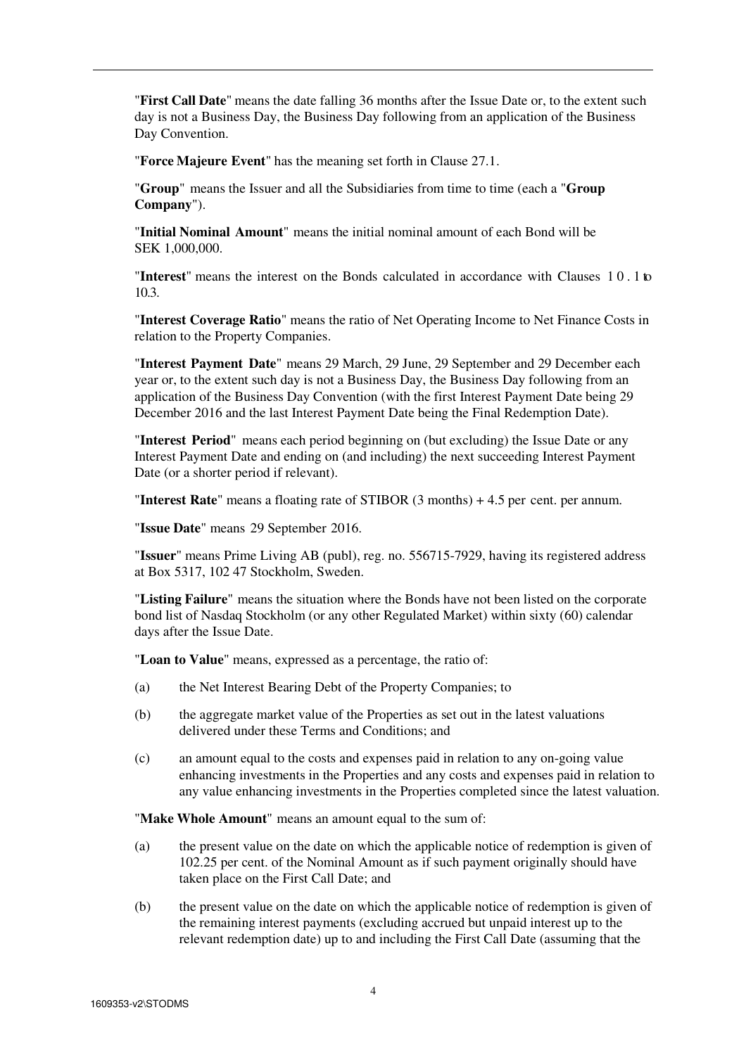"**First Call Date**" means the date falling 36 months after the Issue Date or, to the extent such day is not a Business Day, the Business Day following from an application of the Business Day Convention.

"**Force Majeure Event**" has the meaning set forth in Clause 27.1.

"**Group**" means the Issuer and all the Subsidiaries from time to time (each a "**Group Company**").

"**Initial Nominal Amount**" means the initial nominal amount of each Bond will be SEK 1,000,000.

"**Interest**" means the interest on the Bonds calculated in accordance with Clauses 10.1 to 10.3.

"**Interest Coverage Ratio**" means the ratio of Net Operating Income to Net Finance Costs in relation to the Property Companies.

"**Interest Payment Date**" means 29 March, 29 June, 29 September and 29 December each year or, to the extent such day is not a Business Day, the Business Day following from an application of the Business Day Convention (with the first Interest Payment Date being 29 December 2016 and the last Interest Payment Date being the Final Redemption Date).

"**Interest Period**" means each period beginning on (but excluding) the Issue Date or any Interest Payment Date and ending on (and including) the next succeeding Interest Payment Date (or a shorter period if relevant).

"**Interest Rate**" means a floating rate of STIBOR (3 months) + 4.5 per cent. per annum.

"**Issue Date**" means 29 September 2016.

"**Issuer**" means Prime Living AB (publ), reg. no. 556715-7929, having its registered address at Box 5317, 102 47 Stockholm, Sweden.

"**Listing Failure**" means the situation where the Bonds have not been listed on the corporate bond list of Nasdaq Stockholm (or any other Regulated Market) within sixty (60) calendar days after the Issue Date.

"**Loan to Value**" means, expressed as a percentage, the ratio of:

(a) the Net Interest Bearing Debt of the Property Companies; to

(b) the aggregate market value of the Properties as set out in the latest valuations delivered under these Terms and Conditions; and

(c) an amount equal to the costs and expenses paid in relation to any on-going value enhancing investments in the Properties and any costs and expenses paid in relation to any value enhancing investments in the Properties completed since the latest valuation.

"**Make Whole Amount**" means an amount equal to the sum of:

(a) the present value on the date on which the applicable notice of redemption is given of 102.25 per cent. of the Nominal Amount as if such payment originally should have taken place on the First Call Date; and

(b) the present value on the date on which the applicable notice of redemption is given of the remaining interest payments (excluding accrued but unpaid interest up to the relevant redemption date) up to and including the First Call Date (assuming that the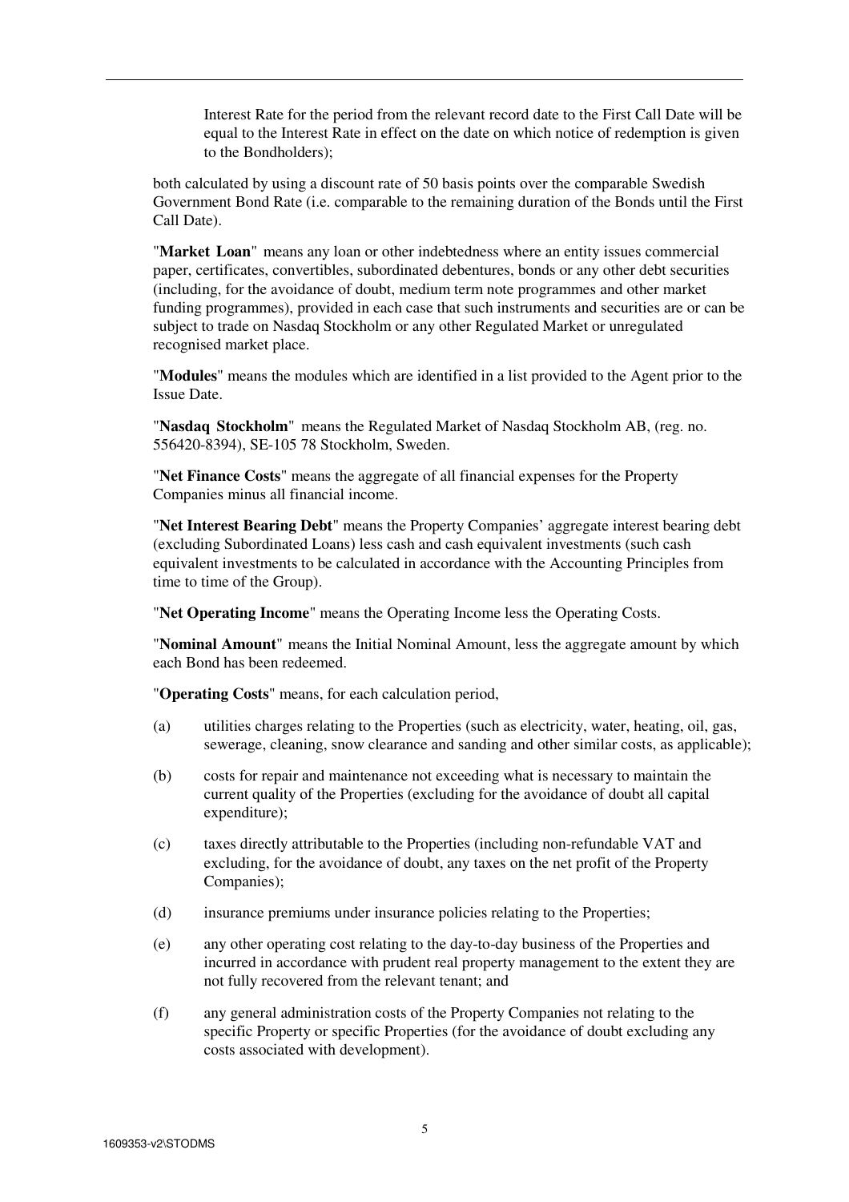Interest Rate for the period from the relevant record date to the First Call Date will be equal to the Interest Rate in effect on the date on which notice of redemption is given to the Bondholders);

both calculated by using a discount rate of 50 basis points over the comparable Swedish Government Bond Rate (i.e. comparable to the remaining duration of the Bonds until the First Call Date).

"**Market Loan**" means any loan or other indebtedness where an entity issues commercial paper, certificates, convertibles, subordinated debentures, bonds or any other debt securities (including, for the avoidance of doubt, medium term note programmes and other market funding programmes), provided in each case that such instruments and securities are or can be subject to trade on Nasdaq Stockholm or any other Regulated Market or unregulated recognised market place.

"**Modules**" means the modules which are identified in a list provided to the Agent prior to the Issue Date.

"**Nasdaq Stockholm**" means the Regulated Market of Nasdaq Stockholm AB, (reg. no. 556420-8394), SE-105 78 Stockholm, Sweden.

"**Net Finance Costs**" means the aggregate of all financial expenses for the Property Companies minus all financial income.

"**Net Interest Bearing Debt**" means the Property Companies' aggregate interest bearing debt (excluding Subordinated Loans) less cash and cash equivalent investments (such cash equivalent investments to be calculated in accordance with the Accounting Principles from time to time of the Group).

"**Net Operating Income**" means the Operating Income less the Operating Costs.

"**Nominal Amount**" means the Initial Nominal Amount, less the aggregate amount by which each Bond has been redeemed.

"**Operating Costs**" means, for each calculation period,

(a) utilities charges relating to the Properties (such as electricity, water, heating, oil, gas, sewerage, cleaning, snow clearance and sanding and other similar costs, as applicable);

(b) costs for repair and maintenance not exceeding what is necessary to maintain the current quality of the Properties (excluding for the avoidance of doubt all capital expenditure);

(c) taxes directly attributable to the Properties (including non-refundable VAT and excluding, for the avoidance of doubt, any taxes on the net profit of the Property Companies);

(d) insurance premiums under insurance policies relating to the Properties;

(e) any other operating cost relating to the day-to-day business of the Properties and incurred in accordance with prudent real property management to the extent they are not fully recovered from the relevant tenant; and

(f) any general administration costs of the Property Companies not relating to the specific Property or specific Properties (for the avoidance of doubt excluding any costs associated with development).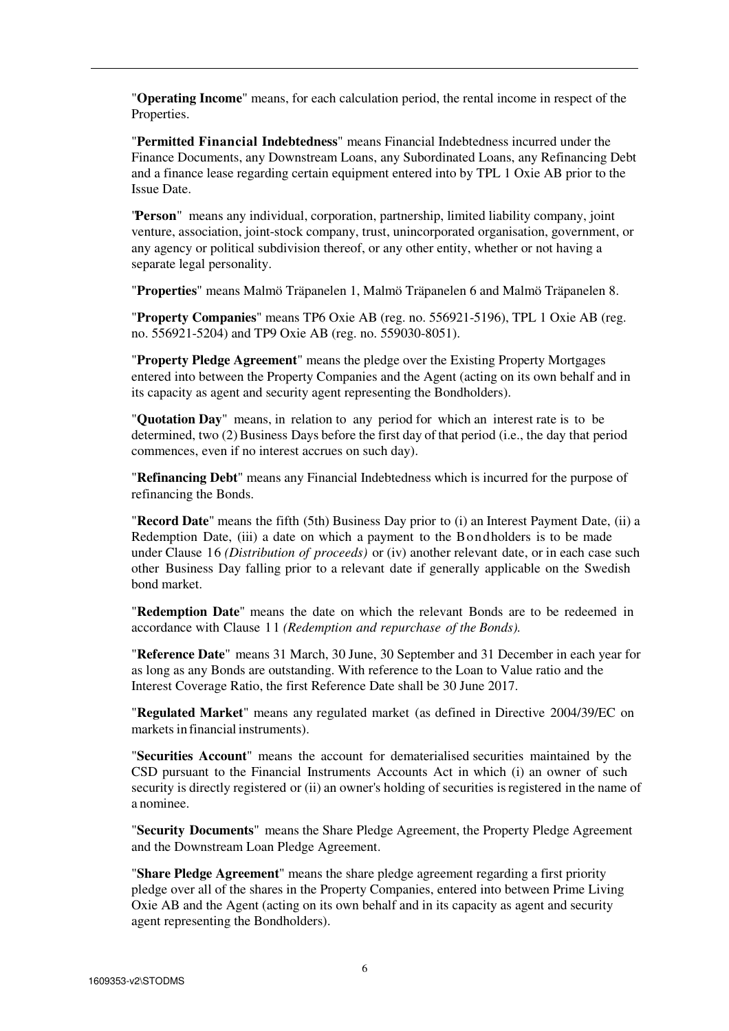"**Operating Income**" means, for each calculation period, the rental income in respect of the Properties.

"**Permitted Financial Indebtedness**" means Financial Indebtedness incurred under the Finance Documents, any Downstream Loans, any Subordinated Loans, any Refinancing Debt and a finance lease regarding certain equipment entered into by TPL 1 Oxie AB prior to the Issue Date.

"**Person**" means any individual, corporation, partnership, limited liability company, joint venture, association, joint-stock company, trust, unincorporated organisation, government, or any agency or political subdivision thereof, or any other entity, whether or not having a separate legal personality.

"**Properties**" means Malmö Träpanelen 1, Malmö Träpanelen 6 and Malmö Träpanelen 8.

"**Property Companies**" means TP6 Oxie AB (reg. no. 556921-5196), TPL 1 Oxie AB (reg. no. 556921-5204) and TP9 Oxie AB (reg. no. 559030-8051).

"**Property Pledge Agreement**" means the pledge over the Existing Property Mortgages entered into between the Property Companies and the Agent (acting on its own behalf and in its capacity as agent and security agent representing the Bondholders).

"**Quotation Day**" means, in relation to any period for which an interest rate is to be determined, two (2) Business Days before the first day of that period (i.e., the day that period commences, even if no interest accrues on such day).

"**Refinancing Debt**" means any Financial Indebtedness which is incurred for the purpose of refinancing the Bonds.

"**Record Date**" means the fifth (5th) Business Day prior to (i) an Interest Payment Date, (ii) a Redemption Date, (iii) a date on which a payment to the Bondholders is to be made under Clause 16 *(Distribution of proceeds)* or (iv) another relevant date, or in each case such other Business Day falling prior to a relevant date if generally applicable on the Swedish bond market.

"**Redemption Date**" means the date on which the relevant Bonds are to be redeemed in accordance with Clause 11 *(Redemption and repurchase of the Bonds).*

"**Reference Date**" means 31 March, 30 June, 30 September and 31 December in each year for as long as any Bonds are outstanding. With reference to the Loan to Value ratio and the Interest Coverage Ratio, the first Reference Date shall be 30 June 2017.

"**Regulated Market**" means any regulated market (as defined in Directive 2004/39/EC on markets in financial instruments).

"**Securities Account**" means the account for dematerialised securities maintained by the CSD pursuant to the Financial Instruments Accounts Act in which (i) an owner of such security is directly registered or (ii) an owner's holding of securities is registered in the name of a nominee.

"**Security Documents**" means the Share Pledge Agreement, the Property Pledge Agreement and the Downstream Loan Pledge Agreement.

"**Share Pledge Agreement**" means the share pledge agreement regarding a first priority pledge over all of the shares in the Property Companies, entered into between Prime Living Oxie AB and the Agent (acting on its own behalf and in its capacity as agent and security agent representing the Bondholders).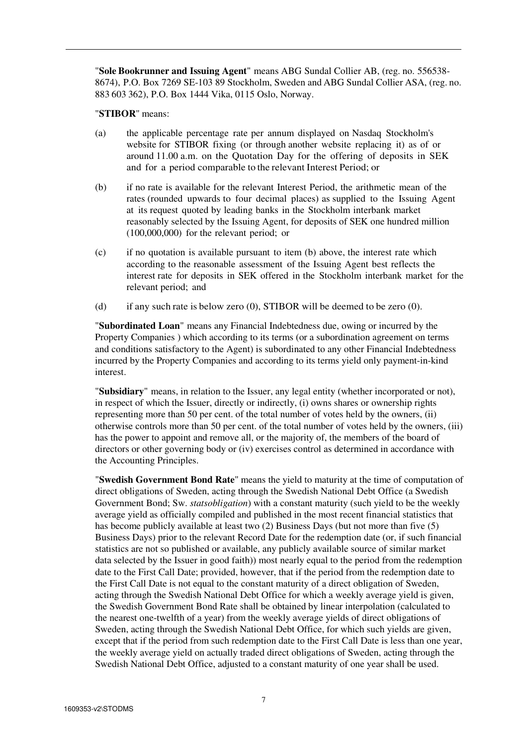"**Sole Bookrunner and Issuing Agent**" means ABG Sundal Collier AB, (reg. no. 556538-8674), P.O. Box 7269 SE-103 89 Stockholm, Sweden and ABG Sundal Collier ASA, (reg. no. 883 603 362), P.O. Box 1444 Vika, 0115 Oslo, Norway.

"**STIBOR**" means:

(a) the applicable percentage rate per annum displayed on Nasdaq Stockholm's website for STIBOR fixing (or through another website replacing it) as of or around 11.00 a.m. on the Quotation Day for the offering of deposits in SEK and for a period comparable to the relevant Interest Period; or

(b) if no rate is available for the relevant Interest Period, the arithmetic mean of the rates (rounded upwards to four decimal places) as supplied to the Issuing Agent at its request quoted by leading banks in the Stockholm interbank market reasonably selected by the Issuing Agent, for deposits of SEK one hundred million (100,000,000) for the relevant period; or

(c) if no quotation is available pursuant to item (b) above, the interest rate which according to the reasonable assessment of the Issuing Agent best reflects the interest rate for deposits in SEK offered in the Stockholm interbank market for the relevant period; and

(d) if any such rate is below zero (0), STIBOR will be deemed to be zero (0).

"**Subordinated Loan**" means any Financial Indebtedness due, owing or incurred by the Property Companies ) which according to its terms (or a subordination agreement on terms and conditions satisfactory to the Agent) is subordinated to any other Financial Indebtedness incurred by the Property Companies and according to its terms yield only payment-in-kind interest.

"**Subsidiary**" means, in relation to the Issuer, any legal entity (whether incorporated or not), in respect of which the Issuer, directly or indirectly, (i) owns shares or ownership rights representing more than 50 per cent. of the total number of votes held by the owners, (ii) otherwise controls more than 50 per cent. of the total number of votes held by the owners, (iii) has the power to appoint and remove all, or the majority of, the members of the board of directors or other governing body or (iv) exercises control as determined in accordance with the Accounting Principles.

"**Swedish Government Bond Rate**" means the yield to maturity at the time of computation of direct obligations of Sweden, acting through the Swedish National Debt Office (a Swedish Government Bond; Sw. *statsobligation*) with a constant maturity (such yield to be the weekly average yield as officially compiled and published in the most recent financial statistics that has become publicly available at least two (2) Business Days (but not more than five (5) Business Days) prior to the relevant Record Date for the redemption date (or, if such financial statistics are not so published or available, any publicly available source of similar market data selected by the Issuer in good faith)) most nearly equal to the period from the redemption date to the First Call Date; provided, however, that if the period from the redemption date to the First Call Date is not equal to the constant maturity of a direct obligation of Sweden, acting through the Swedish National Debt Office for which a weekly average yield is given, the Swedish Government Bond Rate shall be obtained by linear interpolation (calculated to the nearest one-twelfth of a year) from the weekly average yields of direct obligations of Sweden, acting through the Swedish National Debt Office, for which such yields are given, except that if the period from such redemption date to the First Call Date is less than one year, the weekly average yield on actually traded direct obligations of Sweden, acting through the Swedish National Debt Office, adjusted to a constant maturity of one year shall be used.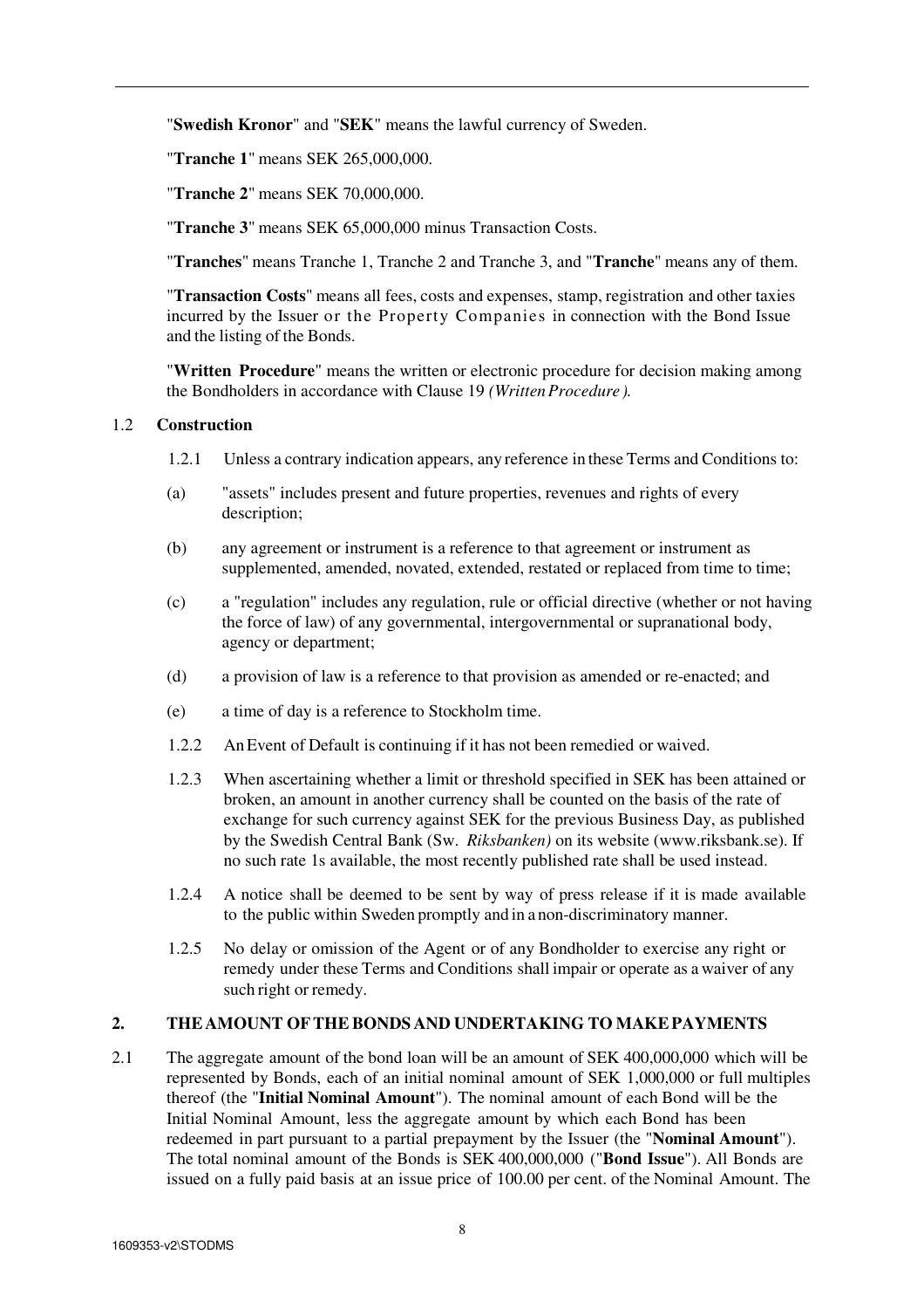"**Swedish Kronor**" and "**SEK**" means the lawful currency of Sweden.

"**Tranche 1**" means SEK 265,000,000.

"**Tranche 2**" means SEK 70,000,000.

"**Tranche 3**" means SEK 65,000,000 minus Transaction Costs.

"**Tranches**" means Tranche 1, Tranche 2 and Tranche 3, and "**Tranche**" means any of them.

"**Transaction Costs**" means all fees, costs and expenses, stamp, registration and other taxies incurred by the Issuer or the Property Companies in connection with the Bond Issue and the listing of the Bonds.

"**Written Procedure**" means the written or electronic procedure for decision making among the Bondholders in accordance with Clause 19 *(Written Procedure).*

### 1.2 Construction

1.2.1 Unless a contrary indication appears, any reference in these Terms and Conditions to:

(a) "assets" includes present and future properties, revenues and rights of every description;

(b) any agreement or instrument is a reference to that agreement or instrument as supplemented, amended, novated, extended, restated or replaced from time to time;

(c) a "regulation" includes any regulation, rule or official directive (whether or not having the force of law) of any governmental, intergovernmental or supranational body, agency or department;

(d) a provision of law is a reference to that provision as amended or re-enacted; and

(e) a time of day is a reference to Stockholm time.

1.2.2 An Event of Default is continuing if it has not been remedied or waived.

1.2.3 When ascertaining whether a limit or threshold specified in SEK has been attained or broken, an amount in another currency shall be counted on the basis of the rate of exchange for such currency against SEK for the previous Business Day, as published by the Swedish Central Bank (Sw. *Riksbanken)* on its website (www.riksbank.se). If no such rate 1s available, the most recently published rate shall be used instead.

1.2.4 A notice shall be deemed to be sent by way of press release if it is made available to the public within Sweden promptly and in a non-discriminatory manner.

1.2.5 No delay or omission of the Agent or of any Bondholder to exercise any right or remedy under these Terms and Conditions shall impair or operate as a waiver of any such right or remedy.

## 2. THE AMOUNT OF THE BONDS AND UNDERTAKING TO MAKE PAYMENTS

2.1 The aggregate amount of the bond loan will be an amount of SEK 400,000,000 which will be represented by Bonds, each of an initial nominal amount of SEK 1,000,000 or full multiples thereof (the "**Initial Nominal Amount**"). The nominal amount of each Bond will be the Initial Nominal Amount, less the aggregate amount by which each Bond has been redeemed in part pursuant to a partial prepayment by the Issuer (the "**Nominal Amount**"). The total nominal amount of the Bonds is SEK 400,000,000 ("**Bond Issue**"). All Bonds are issued on a fully paid basis at an issue price of 100.00 per cent. of the Nominal Amount. The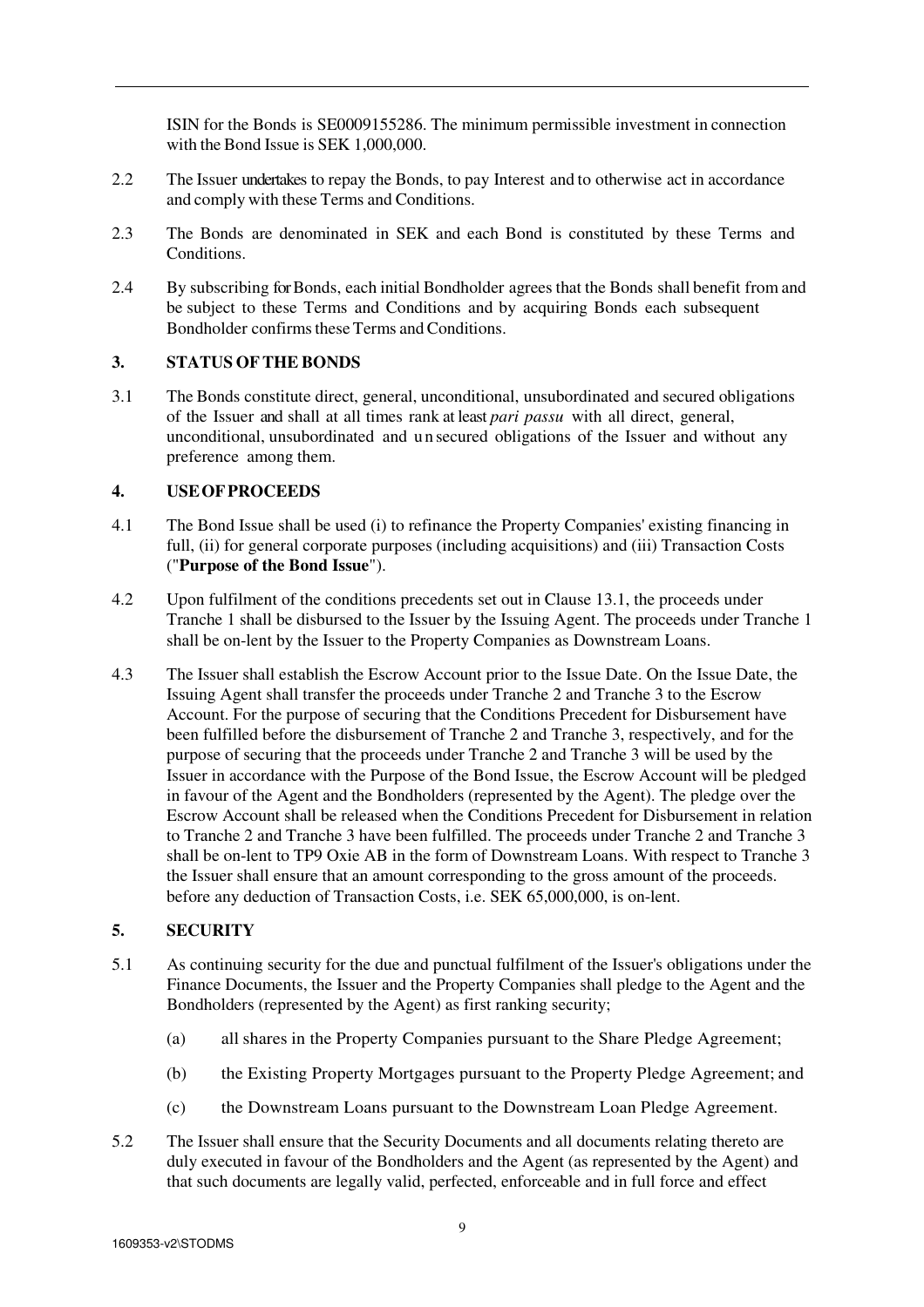ISIN for the Bonds is SE0009155286. The minimum permissible investment in connection with the Bond Issue is SEK 1,000,000.

2.2 The Issuer undertakes to repay the Bonds, to pay Interest and to otherwise act in accordance and comply with these Terms and Conditions.

2.3 The Bonds are denominated in SEK and each Bond is constituted by these Terms and Conditions.

2.4 By subscribing for Bonds, each initial Bondholder agrees that the Bonds shall benefit from and be subject to these Terms and Conditions and by acquiring Bonds each subsequent Bondholder confirms these Terms and Conditions.

## 3. STATUS OF THE BONDS

3.1 The Bonds constitute direct, general, unconditional, unsubordinated and secured obligations of the Issuer and shall at all times rank at least *pari passu* with all direct, general, unconditional, unsubordinated and unsecured obligations of the Issuer and without any preference among them.

## 4. USE OF PROCEEDS

4.1 The Bond Issue shall be used (i) to refinance the Property Companies' existing financing in full, (ii) for general corporate purposes (including acquisitions) and (iii) Transaction Costs ("**Purpose of the Bond Issue**").

4.2 Upon fulfilment of the conditions precedents set out in Clause 13.1, the proceeds under Tranche 1 shall be disbursed to the Issuer by the Issuing Agent. The proceeds under Tranche 1 shall be on-lent by the Issuer to the Property Companies as Downstream Loans.

4.3 The Issuer shall establish the Escrow Account prior to the Issue Date. On the Issue Date, the Issuing Agent shall transfer the proceeds under Tranche 2 and Tranche 3 to the Escrow Account. For the purpose of securing that the Conditions Precedent for Disbursement have been fulfilled before the disbursement of Tranche 2 and Tranche 3, respectively, and for the purpose of securing that the proceeds under Tranche 2 and Tranche 3 will be used by the Issuer in accordance with the Purpose of the Bond Issue, the Escrow Account will be pledged in favour of the Agent and the Bondholders (represented by the Agent). The pledge over the Escrow Account shall be released when the Conditions Precedent for Disbursement in relation to Tranche 2 and Tranche 3 have been fulfilled. The proceeds under Tranche 2 and Tranche 3 shall be on-lent to TP9 Oxie AB in the form of Downstream Loans. With respect to Tranche 3 the Issuer shall ensure that an amount corresponding to the gross amount of the proceeds. before any deduction of Transaction Costs, i.e. SEK 65,000,000, is on-lent.

## 5. SECURITY

5.1 As continuing security for the due and punctual fulfilment of the Issuer's obligations under the Finance Documents, the Issuer and the Property Companies shall pledge to the Agent and the Bondholders (represented by the Agent) as first ranking security;

(a) all shares in the Property Companies pursuant to the Share Pledge Agreement;

(b) the Existing Property Mortgages pursuant to the Property Pledge Agreement; and

(c) the Downstream Loans pursuant to the Downstream Loan Pledge Agreement.

5.2 The Issuer shall ensure that the Security Documents and all documents relating thereto are duly executed in favour of the Bondholders and the Agent (as represented by the Agent) and that such documents are legally valid, perfected, enforceable and in full force and effect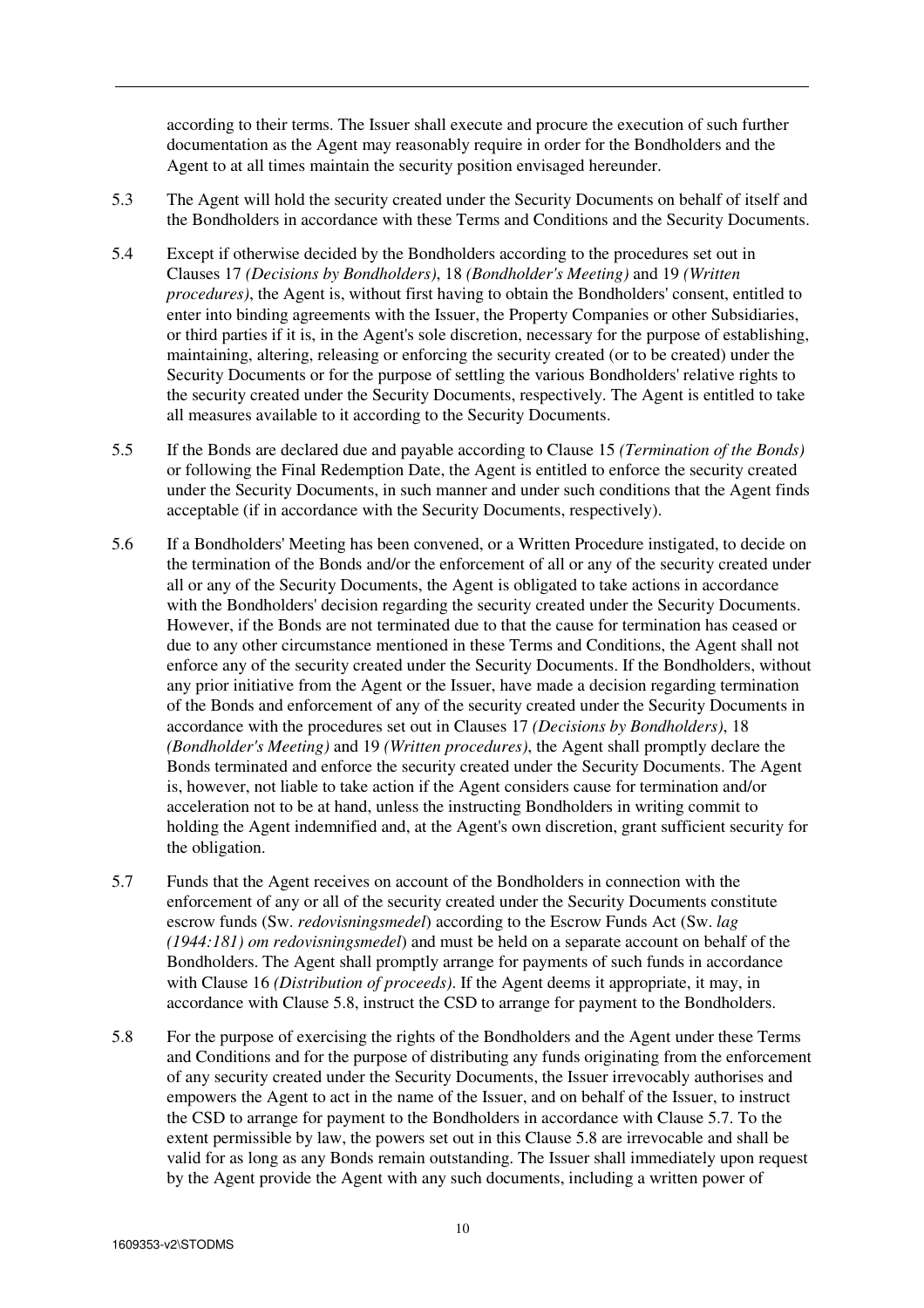according to their terms. The Issuer shall execute and procure the execution of such further documentation as the Agent may reasonably require in order for the Bondholders and the Agent to at all times maintain the security position envisaged hereunder.

5.3 The Agent will hold the security created under the Security Documents on behalf of itself and the Bondholders in accordance with these Terms and Conditions and the Security Documents.

5.4 Except if otherwise decided by the Bondholders according to the procedures set out in Clauses 17 *(Decisions by Bondholders)*, 18 *(Bondholder's Meeting)* and 19 *(Written procedures)*, the Agent is, without first having to obtain the Bondholders' consent, entitled to enter into binding agreements with the Issuer, the Property Companies or other Subsidiaries, or third parties if it is, in the Agent's sole discretion, necessary for the purpose of establishing, maintaining, altering, releasing or enforcing the security created (or to be created) under the Security Documents or for the purpose of settling the various Bondholders' relative rights to the security created under the Security Documents, respectively. The Agent is entitled to take all measures available to it according to the Security Documents.

5.5 If the Bonds are declared due and payable according to Clause 15 *(Termination of the Bonds)* or following the Final Redemption Date, the Agent is entitled to enforce the security created under the Security Documents, in such manner and under such conditions that the Agent finds acceptable (if in accordance with the Security Documents, respectively).

5.6 If a Bondholders' Meeting has been convened, or a Written Procedure instigated, to decide on the termination of the Bonds and/or the enforcement of all or any of the security created under all or any of the Security Documents, the Agent is obligated to take actions in accordance with the Bondholders' decision regarding the security created under the Security Documents. However, if the Bonds are not terminated due to that the cause for termination has ceased or due to any other circumstance mentioned in these Terms and Conditions, the Agent shall not enforce any of the security created under the Security Documents. If the Bondholders, without any prior initiative from the Agent or the Issuer, have made a decision regarding termination of the Bonds and enforcement of any of the security created under the Security Documents in accordance with the procedures set out in Clauses 17 *(Decisions by Bondholders)*, 18 *(Bondholder's Meeting)* and 19 *(Written procedures)*, the Agent shall promptly declare the Bonds terminated and enforce the security created under the Security Documents. The Agent is, however, not liable to take action if the Agent considers cause for termination and/or acceleration not to be at hand, unless the instructing Bondholders in writing commit to holding the Agent indemnified and, at the Agent's own discretion, grant sufficient security for the obligation.

5.7 Funds that the Agent receives on account of the Bondholders in connection with the enforcement of any or all of the security created under the Security Documents constitute escrow funds (Sw. *redovisningsmedel*) according to the Escrow Funds Act (Sw. *lag (1944:181) om redovisningsmedel*) and must be held on a separate account on behalf of the Bondholders. The Agent shall promptly arrange for payments of such funds in accordance with Clause 16 *(Distribution of proceeds)*. If the Agent deems it appropriate, it may, in accordance with Clause 5.8, instruct the CSD to arrange for payment to the Bondholders.

5.8 For the purpose of exercising the rights of the Bondholders and the Agent under these Terms and Conditions and for the purpose of distributing any funds originating from the enforcement of any security created under the Security Documents, the Issuer irrevocably authorises and empowers the Agent to act in the name of the Issuer, and on behalf of the Issuer, to instruct the CSD to arrange for payment to the Bondholders in accordance with Clause 5.7. To the extent permissible by law, the powers set out in this Clause 5.8 are irrevocable and shall be valid for as long as any Bonds remain outstanding. The Issuer shall immediately upon request by the Agent provide the Agent with any such documents, including a written power of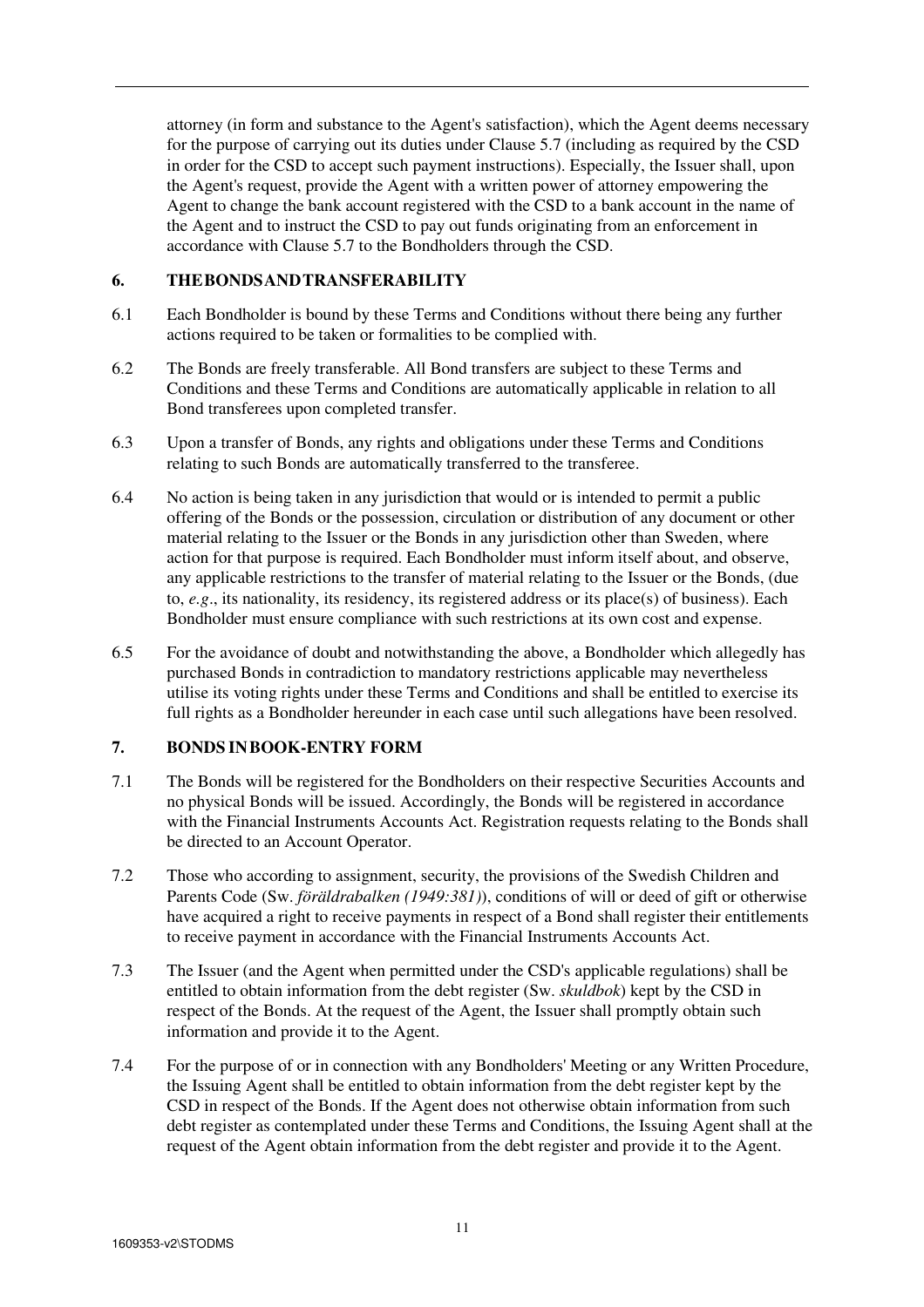attorney (in form and substance to the Agent's satisfaction), which the Agent deems necessary for the purpose of carrying out its duties under Clause 5.7 (including as required by the CSD in order for the CSD to accept such payment instructions). Especially, the Issuer shall, upon the Agent's request, provide the Agent with a written power of attorney empowering the Agent to change the bank account registered with the CSD to a bank account in the name of the Agent and to instruct the CSD to pay out funds originating from an enforcement in accordance with Clause 5.7 to the Bondholders through the CSD.

## 6. THE BONDS AND TRANSFERABILITY

6.1 Each Bondholder is bound by these Terms and Conditions without there being any further actions required to be taken or formalities to be complied with.

6.2 The Bonds are freely transferable. All Bond transfers are subject to these Terms and Conditions and these Terms and Conditions are automatically applicable in relation to all Bond transferees upon completed transfer.

6.3 Upon a transfer of Bonds, any rights and obligations under these Terms and Conditions relating to such Bonds are automatically transferred to the transferee.

6.4 No action is being taken in any jurisdiction that would or is intended to permit a public offering of the Bonds or the possession, circulation or distribution of any document or other material relating to the Issuer or the Bonds in any jurisdiction other than Sweden, where action for that purpose is required. Each Bondholder must inform itself about, and observe, any applicable restrictions to the transfer of material relating to the Issuer or the Bonds, (due to, *e.g*., its nationality, its residency, its registered address or its place(s) of business). Each Bondholder must ensure compliance with such restrictions at its own cost and expense.

6.5 For the avoidance of doubt and notwithstanding the above, a Bondholder which allegedly has purchased Bonds in contradiction to mandatory restrictions applicable may nevertheless utilise its voting rights under these Terms and Conditions and shall be entitled to exercise its full rights as a Bondholder hereunder in each case until such allegations have been resolved.

## 7. BONDS IN BOOK-ENTRY FORM

7.1 The Bonds will be registered for the Bondholders on their respective Securities Accounts and no physical Bonds will be issued. Accordingly, the Bonds will be registered in accordance with the Financial Instruments Accounts Act. Registration requests relating to the Bonds shall be directed to an Account Operator.

7.2 Those who according to assignment, security, the provisions of the Swedish Children and Parents Code (Sw. *föräldrabalken (1949:381)*), conditions of will or deed of gift or otherwise have acquired a right to receive payments in respect of a Bond shall register their entitlements to receive payment in accordance with the Financial Instruments Accounts Act.

7.3 The Issuer (and the Agent when permitted under the CSD's applicable regulations) shall be entitled to obtain information from the debt register (Sw. *skuldbok*) kept by the CSD in respect of the Bonds. At the request of the Agent, the Issuer shall promptly obtain such information and provide it to the Agent.

7.4 For the purpose of or in connection with any Bondholders' Meeting or any Written Procedure, the Issuing Agent shall be entitled to obtain information from the debt register kept by the CSD in respect of the Bonds. If the Agent does not otherwise obtain information from such debt register as contemplated under these Terms and Conditions, the Issuing Agent shall at the request of the Agent obtain information from the debt register and provide it to the Agent.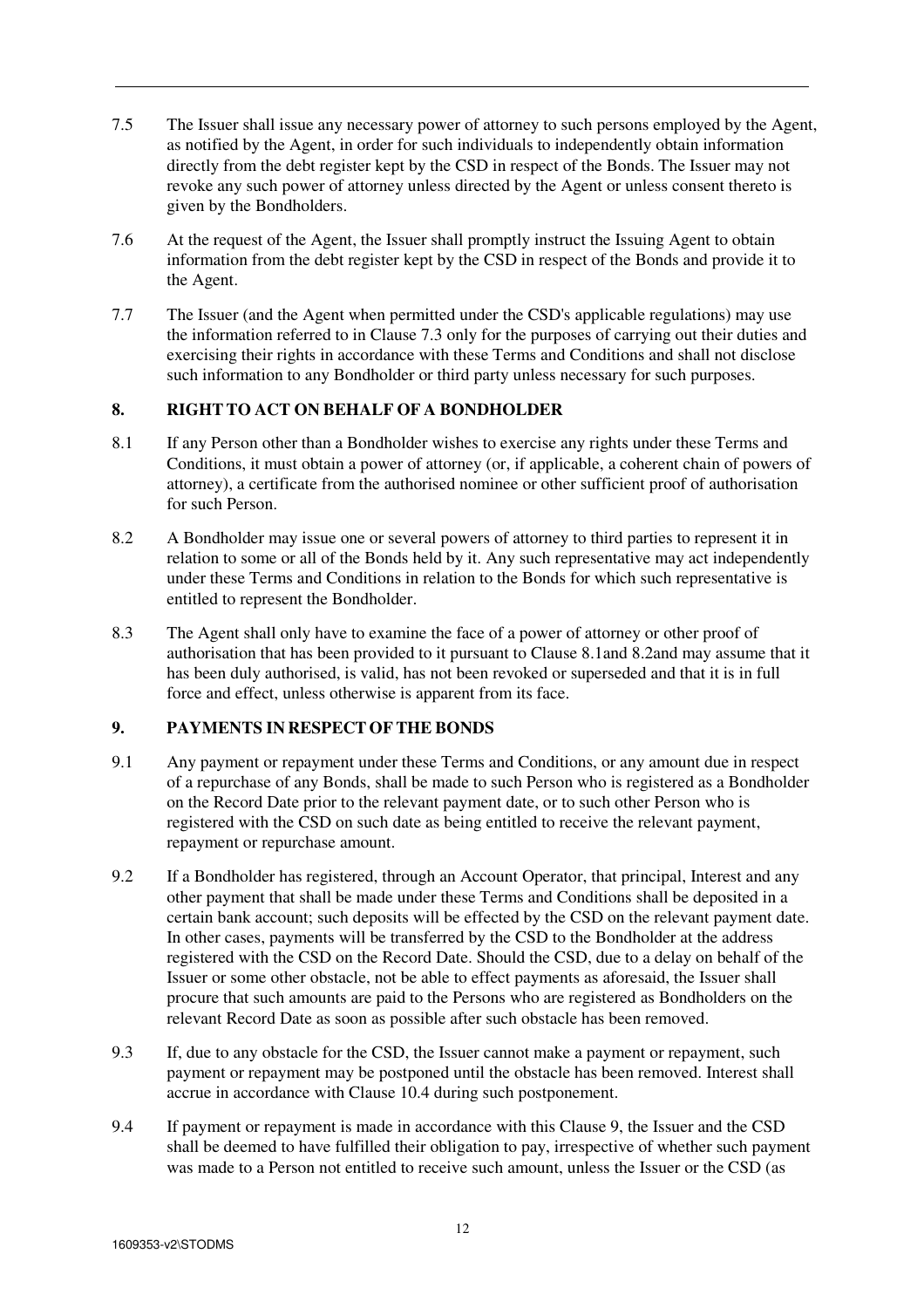7.5 The Issuer shall issue any necessary power of attorney to such persons employed by the Agent, as notified by the Agent, in order for such individuals to independently obtain information directly from the debt register kept by the CSD in respect of the Bonds. The Issuer may not revoke any such power of attorney unless directed by the Agent or unless consent thereto is given by the Bondholders.

7.6 At the request of the Agent, the Issuer shall promptly instruct the Issuing Agent to obtain information from the debt register kept by the CSD in respect of the Bonds and provide it to the Agent.

7.7 The Issuer (and the Agent when permitted under the CSD's applicable regulations) may use the information referred to in Clause 7.3 only for the purposes of carrying out their duties and exercising their rights in accordance with these Terms and Conditions and shall not disclose such information to any Bondholder or third party unless necessary for such purposes.

## 8. RIGHT TO ACT ON BEHALF OF A BONDHOLDER

8.1 If any Person other than a Bondholder wishes to exercise any rights under these Terms and Conditions, it must obtain a power of attorney (or, if applicable, a coherent chain of powers of attorney), a certificate from the authorised nominee or other sufficient proof of authorisation for such Person.

8.2 A Bondholder may issue one or several powers of attorney to third parties to represent it in relation to some or all of the Bonds held by it. Any such representative may act independently under these Terms and Conditions in relation to the Bonds for which such representative is entitled to represent the Bondholder.

8.3 The Agent shall only have to examine the face of a power of attorney or other proof of authorisation that has been provided to it pursuant to Clause 8.1and 8.2and may assume that it has been duly authorised, is valid, has not been revoked or superseded and that it is in full force and effect, unless otherwise is apparent from its face.

## 9. PAYMENTS IN RESPECT OF THE BONDS

9.1 Any payment or repayment under these Terms and Conditions, or any amount due in respect of a repurchase of any Bonds, shall be made to such Person who is registered as a Bondholder on the Record Date prior to the relevant payment date, or to such other Person who is registered with the CSD on such date as being entitled to receive the relevant payment, repayment or repurchase amount.

9.2 If a Bondholder has registered, through an Account Operator, that principal, Interest and any other payment that shall be made under these Terms and Conditions shall be deposited in a certain bank account; such deposits will be effected by the CSD on the relevant payment date. In other cases, payments will be transferred by the CSD to the Bondholder at the address registered with the CSD on the Record Date. Should the CSD, due to a delay on behalf of the Issuer or some other obstacle, not be able to effect payments as aforesaid, the Issuer shall procure that such amounts are paid to the Persons who are registered as Bondholders on the relevant Record Date as soon as possible after such obstacle has been removed.

9.3 If, due to any obstacle for the CSD, the Issuer cannot make a payment or repayment, such payment or repayment may be postponed until the obstacle has been removed. Interest shall accrue in accordance with Clause 10.4 during such postponement.

9.4 If payment or repayment is made in accordance with this Clause 9, the Issuer and the CSD shall be deemed to have fulfilled their obligation to pay, irrespective of whether such payment was made to a Person not entitled to receive such amount, unless the Issuer or the CSD (as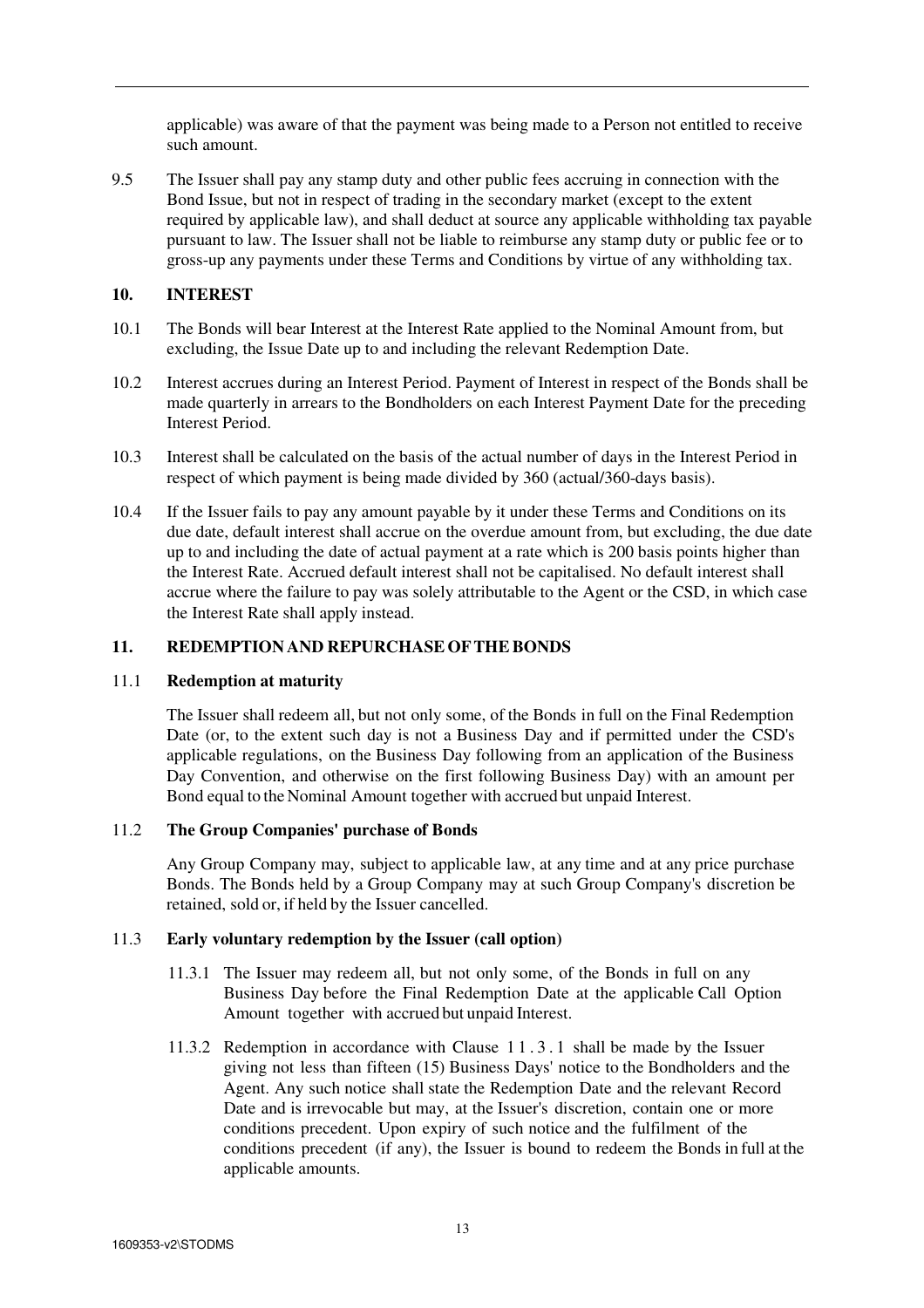applicable) was aware of that the payment was being made to a Person not entitled to receive such amount.

9.5 The Issuer shall pay any stamp duty and other public fees accruing in connection with the Bond Issue, but not in respect of trading in the secondary market (except to the extent required by applicable law), and shall deduct at source any applicable withholding tax payable pursuant to law. The Issuer shall not be liable to reimburse any stamp duty or public fee or to gross-up any payments under these Terms and Conditions by virtue of any withholding tax.

## 10. INTEREST

10.1 The Bonds will bear Interest at the Interest Rate applied to the Nominal Amount from, but excluding, the Issue Date up to and including the relevant Redemption Date.

10.2 Interest accrues during an Interest Period. Payment of Interest in respect of the Bonds shall be made quarterly in arrears to the Bondholders on each Interest Payment Date for the preceding Interest Period.

10.3 Interest shall be calculated on the basis of the actual number of days in the Interest Period in respect of which payment is being made divided by 360 (actual/360-days basis).

10.4 If the Issuer fails to pay any amount payable by it under these Terms and Conditions on its due date, default interest shall accrue on the overdue amount from, but excluding, the due date up to and including the date of actual payment at a rate which is 200 basis points higher than the Interest Rate. Accrued default interest shall not be capitalised. No default interest shall accrue where the failure to pay was solely attributable to the Agent or the CSD, in which case the Interest Rate shall apply instead.

## 11. REDEMPTION AND REPURCHASE OF THE BONDS

### 11.1 Redemption at maturity

The Issuer shall redeem all, but not only some, of the Bonds in full on the Final Redemption Date (or, to the extent such day is not a Business Day and if permitted under the CSD's applicable regulations, on the Business Day following from an application of the Business Day Convention, and otherwise on the first following Business Day) with an amount per Bond equal to the Nominal Amount together with accrued but unpaid Interest.

### 11.2 The Group Companies' purchase of Bonds

Any Group Company may, subject to applicable law, at any time and at any price purchase Bonds. The Bonds held by a Group Company may at such Group Company's discretion be retained, sold or, if held by the Issuer cancelled.

### 11.3 Early voluntary redemption by the Issuer (call option)

11.3.1 The Issuer may redeem all, but not only some, of the Bonds in full on any Business Day before the Final Redemption Date at the applicable Call Option Amount together with accrued but unpaid Interest.

11.3.2 Redemption in accordance with Clause 11.3.1 shall be made by the Issuer giving not less than fifteen (15) Business Days' notice to the Bondholders and the Agent. Any such notice shall state the Redemption Date and the relevant Record Date and is irrevocable but may, at the Issuer's discretion, contain one or more conditions precedent. Upon expiry of such notice and the fulfilment of the conditions precedent (if any), the Issuer is bound to redeem the Bonds in full at the applicable amounts.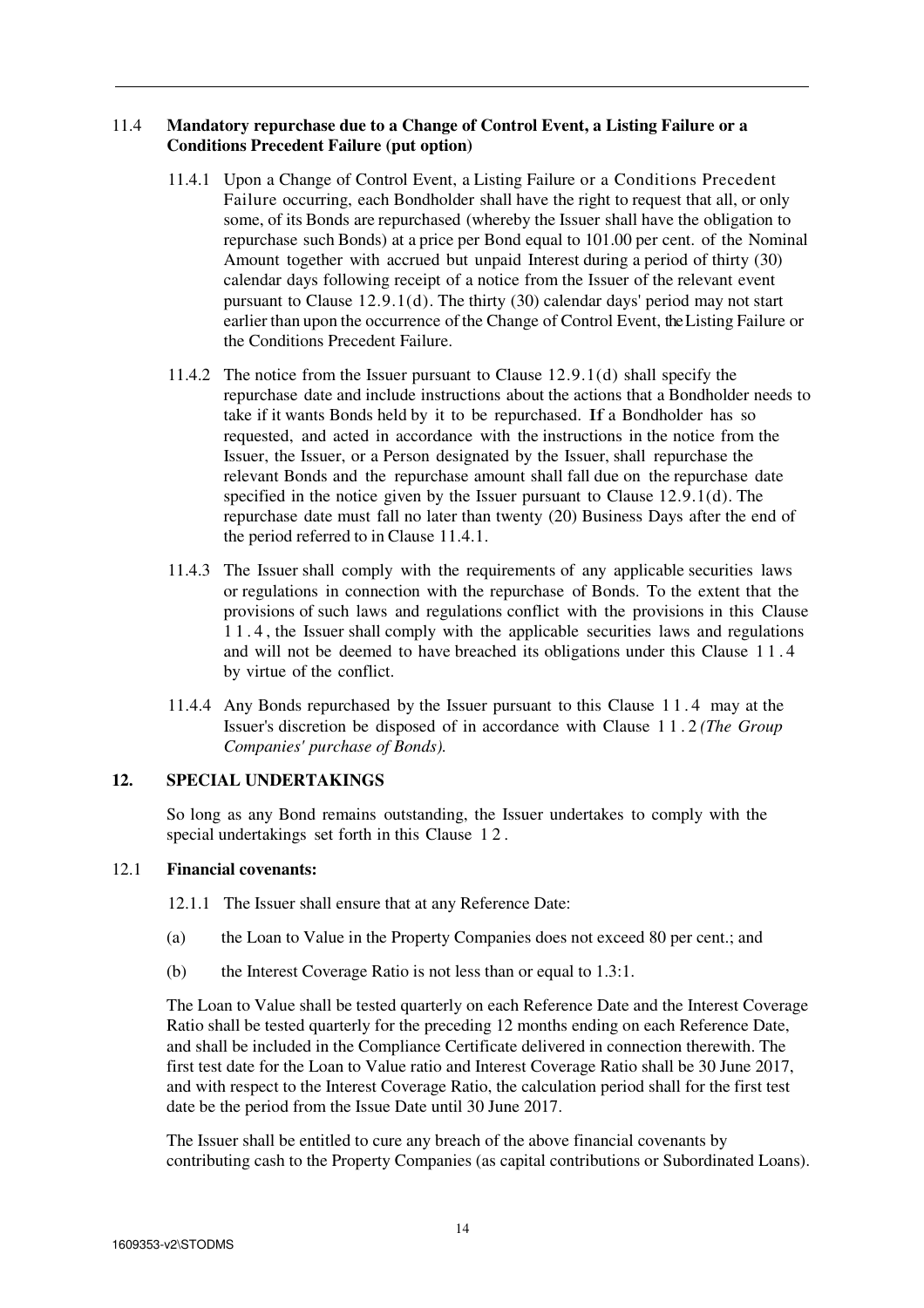### 11.4 Mandatory repurchase due to a Change of Control Event, a Listing Failure or a Conditions Precedent Failure (put option)

11.4.1 Upon a Change of Control Event, a Listing Failure or a Conditions Precedent Failure occurring, each Bondholder shall have the right to request that all, or only some, of its Bonds are repurchased (whereby the Issuer shall have the obligation to repurchase such Bonds) at a price per Bond equal to 101.00 per cent. of the Nominal Amount together with accrued but unpaid Interest during a period of thirty (30) calendar days following receipt of a notice from the Issuer of the relevant event pursuant to Clause 12.9.1(d). The thirty (30) calendar days' period may not start earlier than upon the occurrence of the Change of Control Event, the Listing Failure or the Conditions Precedent Failure.

11.4.2 The notice from the Issuer pursuant to Clause 12.9.1(d) shall specify the repurchase date and include instructions about the actions that a Bondholder needs to take if it wants Bonds held by it to be repurchased. If a Bondholder has so requested, and acted in accordance with the instructions in the notice from the Issuer, the Issuer, or a Person designated by the Issuer, shall repurchase the relevant Bonds and the repurchase amount shall fall due on the repurchase date specified in the notice given by the Issuer pursuant to Clause 12.9.1(d). The repurchase date must fall no later than twenty (20) Business Days after the end of the period referred to in Clause 11.4.1.

11.4.3 The Issuer shall comply with the requirements of any applicable securities laws or regulations in connection with the repurchase of Bonds. To the extent that the provisions of such laws and regulations conflict with the provisions in this Clause 11.4, the Issuer shall comply with the applicable securities laws and regulations and will not be deemed to have breached its obligations under this Clause 11.4 by virtue of the conflict.

11.4.4 Any Bonds repurchased by the Issuer pursuant to this Clause 11.4 may at the Issuer's discretion be disposed of in accordance with Clause 11.2 *(The Group Companies' purchase of Bonds).*

## 12. SPECIAL UNDERTAKINGS

So long as any Bond remains outstanding, the Issuer undertakes to comply with the special undertakings set forth in this Clause 12.

### 12.1 Financial covenants:

12.1.1 The Issuer shall ensure that at any Reference Date:

(a) the Loan to Value in the Property Companies does not exceed 80 per cent.; and

(b) the Interest Coverage Ratio is not less than or equal to 1.3:1.

The Loan to Value shall be tested quarterly on each Reference Date and the Interest Coverage Ratio shall be tested quarterly for the preceding 12 months ending on each Reference Date, and shall be included in the Compliance Certificate delivered in connection therewith. The first test date for the Loan to Value ratio and Interest Coverage Ratio shall be 30 June 2017, and with respect to the Interest Coverage Ratio, the calculation period shall for the first test date be the period from the Issue Date until 30 June 2017.

The Issuer shall be entitled to cure any breach of the above financial covenants by contributing cash to the Property Companies (as capital contributions or Subordinated Loans).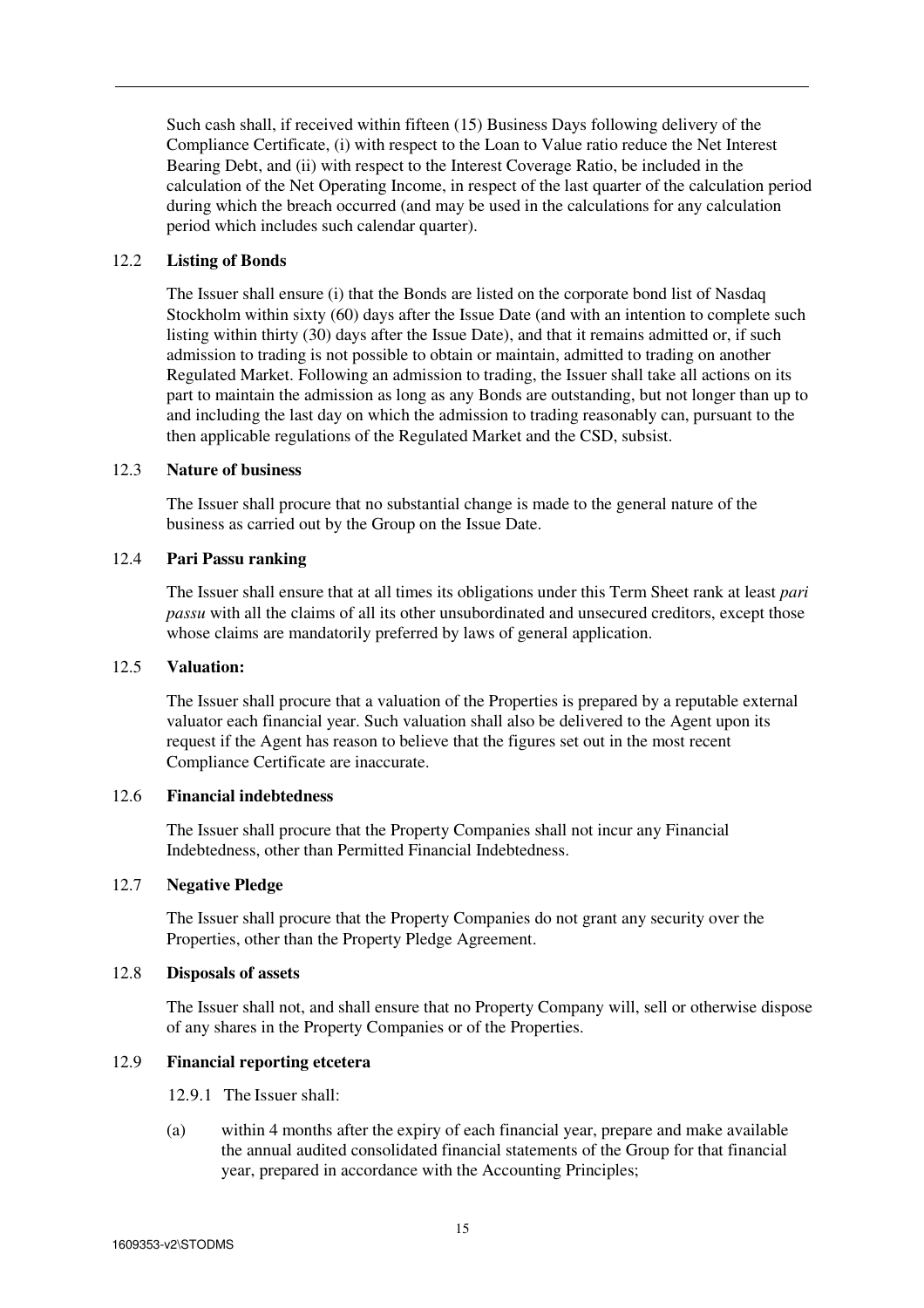Such cash shall, if received within fifteen (15) Business Days following delivery of the Compliance Certificate, (i) with respect to the Loan to Value ratio reduce the Net Interest Bearing Debt, and (ii) with respect to the Interest Coverage Ratio, be included in the calculation of the Net Operating Income, in respect of the last quarter of the calculation period during which the breach occurred (and may be used in the calculations for any calculation period which includes such calendar quarter).

### 12.2 Listing of Bonds

The Issuer shall ensure (i) that the Bonds are listed on the corporate bond list of Nasdaq Stockholm within sixty (60) days after the Issue Date (and with an intention to complete such listing within thirty (30) days after the Issue Date), and that it remains admitted or, if such admission to trading is not possible to obtain or maintain, admitted to trading on another Regulated Market. Following an admission to trading, the Issuer shall take all actions on its part to maintain the admission as long as any Bonds are outstanding, but not longer than up to and including the last day on which the admission to trading reasonably can, pursuant to the then applicable regulations of the Regulated Market and the CSD, subsist.

### 12.3 Nature of business

The Issuer shall procure that no substantial change is made to the general nature of the business as carried out by the Group on the Issue Date.

### 12.4 Pari Passu ranking

The Issuer shall ensure that at all times its obligations under this Term Sheet rank at least *pari passu* with all the claims of all its other unsubordinated and unsecured creditors, except those whose claims are mandatorily preferred by laws of general application.

### 12.5 Valuation:

The Issuer shall procure that a valuation of the Properties is prepared by a reputable external valuator each financial year. Such valuation shall also be delivered to the Agent upon its request if the Agent has reason to believe that the figures set out in the most recent Compliance Certificate are inaccurate.

### 12.6 Financial indebtedness

The Issuer shall procure that the Property Companies shall not incur any Financial Indebtedness, other than Permitted Financial Indebtedness.

### 12.7 Negative Pledge

The Issuer shall procure that the Property Companies do not grant any security over the Properties, other than the Property Pledge Agreement.

### 12.8 Disposals of assets

The Issuer shall not, and shall ensure that no Property Company will, sell or otherwise dispose of any shares in the Property Companies or of the Properties.

### 12.9 Financial reporting etcetera

12.9.1 The Issuer shall:

(a) within 4 months after the expiry of each financial year, prepare and make available the annual audited consolidated financial statements of the Group for that financial year, prepared in accordance with the Accounting Principles;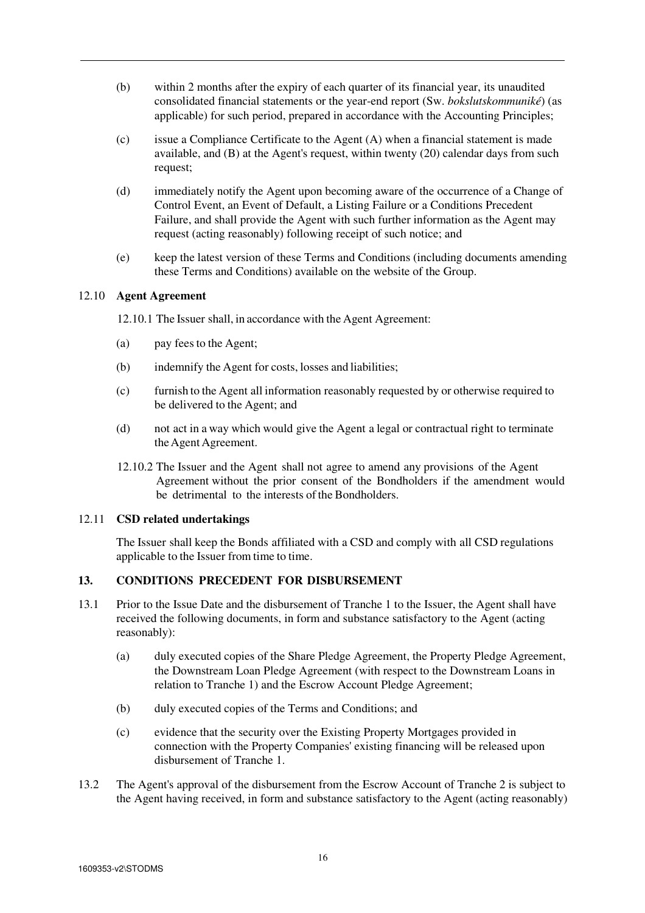(b) within 2 months after the expiry of each quarter of its financial year, its unaudited consolidated financial statements or the year-end report (Sw. *bokslutskommuniké*) (as applicable) for such period, prepared in accordance with the Accounting Principles;

(c) issue a Compliance Certificate to the Agent (A) when a financial statement is made available, and (B) at the Agent's request, within twenty (20) calendar days from such request;

(d) immediately notify the Agent upon becoming aware of the occurrence of a Change of Control Event, an Event of Default, a Listing Failure or a Conditions Precedent Failure, and shall provide the Agent with such further information as the Agent may request (acting reasonably) following receipt of such notice; and

(e) keep the latest version of these Terms and Conditions (including documents amending these Terms and Conditions) available on the website of the Group.

### 12.10 Agent Agreement

12.10.1 The Issuer shall, in accordance with the Agent Agreement:

(a) pay fees to the Agent;

(b) indemnify the Agent for costs, losses and liabilities;

(c) furnish to the Agent all information reasonably requested by or otherwise required to be delivered to the Agent; and

(d) not act in a way which would give the Agent a legal or contractual right to terminate the Agent Agreement.

12.10.2 The Issuer and the Agent shall not agree to amend any provisions of the Agent Agreement without the prior consent of the Bondholders if the amendment would be detrimental to the interests of the Bondholders.

### 12.11 CSD related undertakings

The Issuer shall keep the Bonds affiliated with a CSD and comply with all CSD regulations applicable to the Issuer from time to time.

## 13. CONDITIONS PRECEDENT FOR DISBURSEMENT

13.1 Prior to the Issue Date and the disbursement of Tranche 1 to the Issuer, the Agent shall have received the following documents, in form and substance satisfactory to the Agent (acting reasonably):

(a) duly executed copies of the Share Pledge Agreement, the Property Pledge Agreement, the Downstream Loan Pledge Agreement (with respect to the Downstream Loans in relation to Tranche 1) and the Escrow Account Pledge Agreement;

(b) duly executed copies of the Terms and Conditions; and

(c) evidence that the security over the Existing Property Mortgages provided in connection with the Property Companies' existing financing will be released upon disbursement of Tranche 1.

13.2 The Agent's approval of the disbursement from the Escrow Account of Tranche 2 is subject to the Agent having received, in form and substance satisfactory to the Agent (acting reasonably)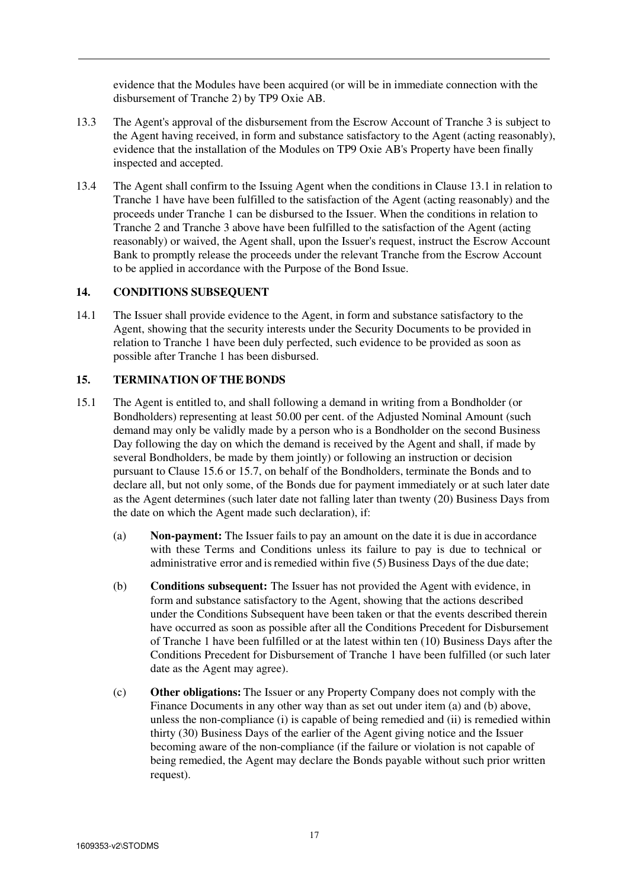evidence that the Modules have been acquired (or will be in immediate connection with the disbursement of Tranche 2) by TP9 Oxie AB.

13.3 The Agent's approval of the disbursement from the Escrow Account of Tranche 3 is subject to the Agent having received, in form and substance satisfactory to the Agent (acting reasonably), evidence that the installation of the Modules on TP9 Oxie AB's Property have been finally inspected and accepted.

13.4 The Agent shall confirm to the Issuing Agent when the conditions in Clause 13.1 in relation to Tranche 1 have have been fulfilled to the satisfaction of the Agent (acting reasonably) and the proceeds under Tranche 1 can be disbursed to the Issuer. When the conditions in relation to Tranche 2 and Tranche 3 above have been fulfilled to the satisfaction of the Agent (acting reasonably) or waived, the Agent shall, upon the Issuer's request, instruct the Escrow Account Bank to promptly release the proceeds under the relevant Tranche from the Escrow Account to be applied in accordance with the Purpose of the Bond Issue.

## 14. CONDITIONS SUBSEQUENT

14.1 The Issuer shall provide evidence to the Agent, in form and substance satisfactory to the Agent, showing that the security interests under the Security Documents to be provided in relation to Tranche 1 have been duly perfected, such evidence to be provided as soon as possible after Tranche 1 has been disbursed.

## 15. TERMINATION OF THE BONDS

15.1 The Agent is entitled to, and shall following a demand in writing from a Bondholder (or Bondholders) representing at least 50.00 per cent. of the Adjusted Nominal Amount (such demand may only be validly made by a person who is a Bondholder on the second Business Day following the day on which the demand is received by the Agent and shall, if made by several Bondholders, be made by them jointly) or following an instruction or decision pursuant to Clause 15.6 or 15.7, on behalf of the Bondholders, terminate the Bonds and to declare all, but not only some, of the Bonds due for payment immediately or at such later date as the Agent determines (such later date not falling later than twenty (20) Business Days from the date on which the Agent made such declaration), if:

(a) **Non-payment:** The Issuer fails to pay an amount on the date it is due in accordance with these Terms and Conditions unless its failure to pay is due to technical or administrative error and is remedied within five (5) Business Days of the due date;

(b) **Conditions subsequent:** The Issuer has not provided the Agent with evidence, in form and substance satisfactory to the Agent, showing that the actions described under the Conditions Subsequent have been taken or that the events described therein have occurred as soon as possible after all the Conditions Precedent for Disbursement of Tranche 1 have been fulfilled or at the latest within ten (10) Business Days after the Conditions Precedent for Disbursement of Tranche 1 have been fulfilled (or such later date as the Agent may agree).

(c) **Other obligations:** The Issuer or any Property Company does not comply with the Finance Documents in any other way than as set out under item (a) and (b) above, unless the non-compliance (i) is capable of being remedied and (ii) is remedied within thirty (30) Business Days of the earlier of the Agent giving notice and the Issuer becoming aware of the non-compliance (if the failure or violation is not capable of being remedied, the Agent may declare the Bonds payable without such prior written request).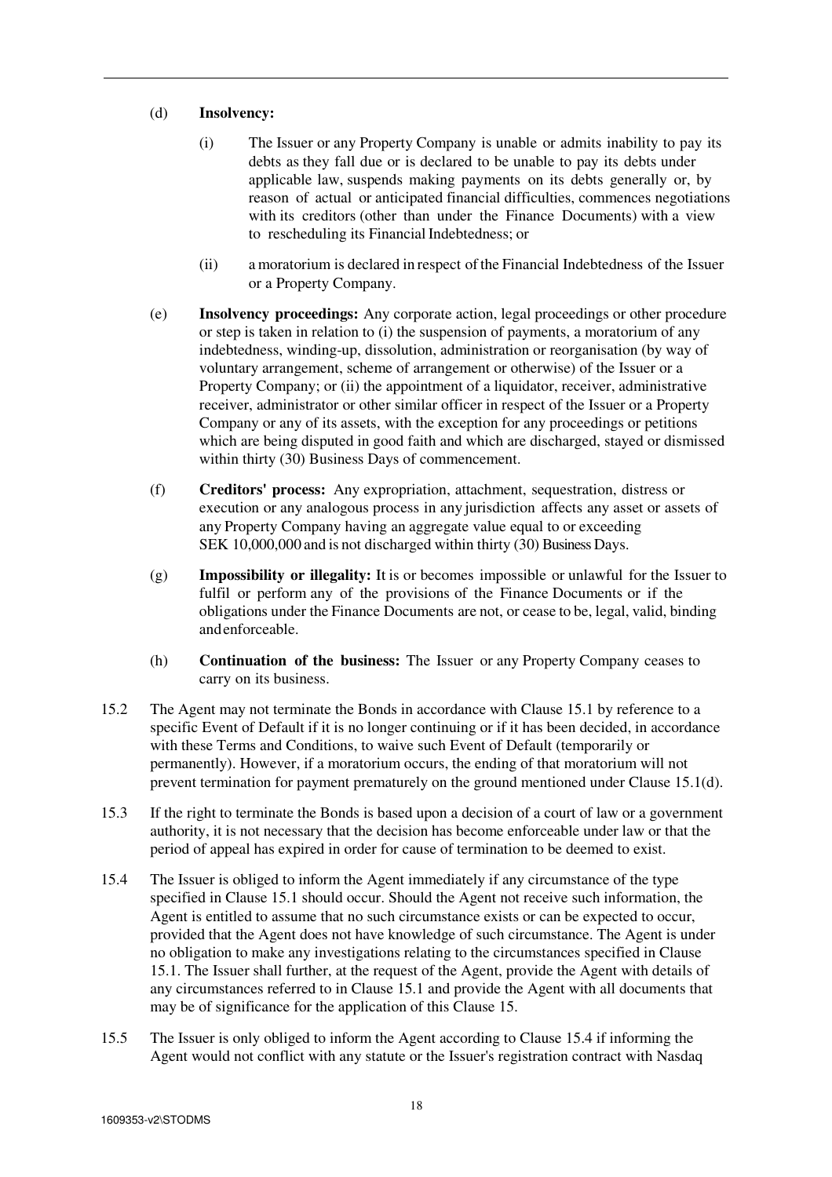(d) **Insolvency:**

(i) The Issuer or any Property Company is unable or admits inability to pay its debts as they fall due or is declared to be unable to pay its debts under applicable law, suspends making payments on its debts generally or, by reason of actual or anticipated financial difficulties, commences negotiations with its creditors (other than under the Finance Documents) with a view to rescheduling its Financial Indebtedness; or

(ii) a moratorium is declared in respect of the Financial Indebtedness of the Issuer or a Property Company.

(e) **Insolvency proceedings:** Any corporate action, legal proceedings or other procedure or step is taken in relation to (i) the suspension of payments, a moratorium of any indebtedness, winding-up, dissolution, administration or reorganisation (by way of voluntary arrangement, scheme of arrangement or otherwise) of the Issuer or a Property Company; or (ii) the appointment of a liquidator, receiver, administrative receiver, administrator or other similar officer in respect of the Issuer or a Property Company or any of its assets, with the exception for any proceedings or petitions which are being disputed in good faith and which are discharged, stayed or dismissed within thirty (30) Business Days of commencement.

(f) **Creditors' process:** Any expropriation, attachment, sequestration, distress or execution or any analogous process in any jurisdiction affects any asset or assets of any Property Company having an aggregate value equal to or exceeding SEK 10,000,000 and is not discharged within thirty (30) Business Days.

(g) **Impossibility or illegality:** It is or becomes impossible or unlawful for the Issuer to fulfil or perform any of the provisions of the Finance Documents or if the obligations under the Finance Documents are not, or cease to be, legal, valid, binding and enforceable.

(h) **Continuation of the business:** The Issuer or any Property Company ceases to carry on its business.

15.2 The Agent may not terminate the Bonds in accordance with Clause 15.1 by reference to a specific Event of Default if it is no longer continuing or if it has been decided, in accordance with these Terms and Conditions, to waive such Event of Default (temporarily or permanently). However, if a moratorium occurs, the ending of that moratorium will not prevent termination for payment prematurely on the ground mentioned under Clause 15.1(d).

15.3 If the right to terminate the Bonds is based upon a decision of a court of law or a government authority, it is not necessary that the decision has become enforceable under law or that the period of appeal has expired in order for cause of termination to be deemed to exist.

15.4 The Issuer is obliged to inform the Agent immediately if any circumstance of the type specified in Clause 15.1 should occur. Should the Agent not receive such information, the Agent is entitled to assume that no such circumstance exists or can be expected to occur, provided that the Agent does not have knowledge of such circumstance. The Agent is under no obligation to make any investigations relating to the circumstances specified in Clause 15.1. The Issuer shall further, at the request of the Agent, provide the Agent with details of any circumstances referred to in Clause 15.1 and provide the Agent with all documents that may be of significance for the application of this Clause 15.

15.5 The Issuer is only obliged to inform the Agent according to Clause 15.4 if informing the Agent would not conflict with any statute or the Issuer's registration contract with Nasdaq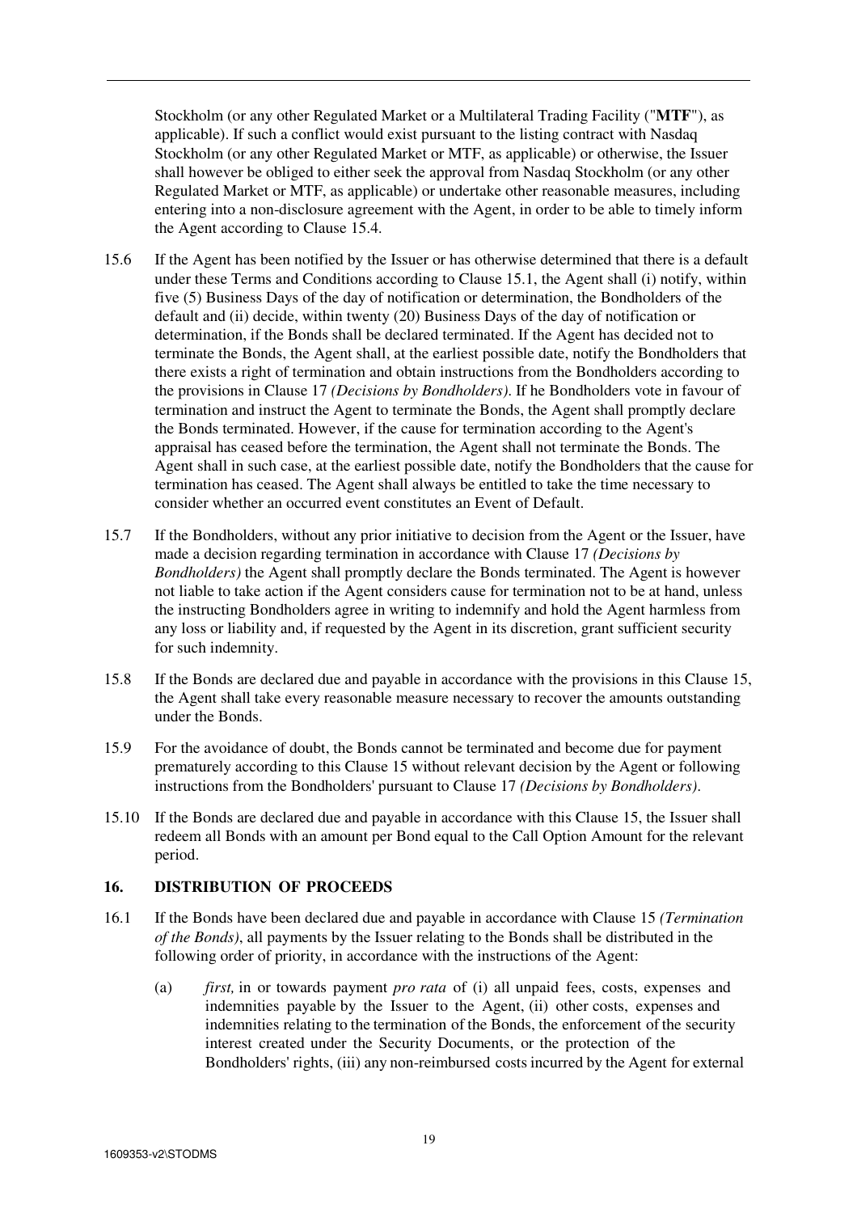Stockholm (or any other Regulated Market or a Multilateral Trading Facility ("**MTF**"), as applicable). If such a conflict would exist pursuant to the listing contract with Nasdaq Stockholm (or any other Regulated Market or MTF, as applicable) or otherwise, the Issuer shall however be obliged to either seek the approval from Nasdaq Stockholm (or any other Regulated Market or MTF, as applicable) or undertake other reasonable measures, including entering into a non-disclosure agreement with the Agent, in order to be able to timely inform the Agent according to Clause 15.4.

15.6 If the Agent has been notified by the Issuer or has otherwise determined that there is a default under these Terms and Conditions according to Clause 15.1, the Agent shall (i) notify, within five (5) Business Days of the day of notification or determination, the Bondholders of the default and (ii) decide, within twenty (20) Business Days of the day of notification or determination, if the Bonds shall be declared terminated. If the Agent has decided not to terminate the Bonds, the Agent shall, at the earliest possible date, notify the Bondholders that there exists a right of termination and obtain instructions from the Bondholders according to the provisions in Clause 17 *(Decisions by Bondholders)*. If he Bondholders vote in favour of termination and instruct the Agent to terminate the Bonds, the Agent shall promptly declare the Bonds terminated. However, if the cause for termination according to the Agent's appraisal has ceased before the termination, the Agent shall not terminate the Bonds. The Agent shall in such case, at the earliest possible date, notify the Bondholders that the cause for termination has ceased. The Agent shall always be entitled to take the time necessary to consider whether an occurred event constitutes an Event of Default.

15.7 If the Bondholders, without any prior initiative to decision from the Agent or the Issuer, have made a decision regarding termination in accordance with Clause 17 *(Decisions by Bondholders)* the Agent shall promptly declare the Bonds terminated. The Agent is however not liable to take action if the Agent considers cause for termination not to be at hand, unless the instructing Bondholders agree in writing to indemnify and hold the Agent harmless from any loss or liability and, if requested by the Agent in its discretion, grant sufficient security for such indemnity.

15.8 If the Bonds are declared due and payable in accordance with the provisions in this Clause 15, the Agent shall take every reasonable measure necessary to recover the amounts outstanding under the Bonds.

15.9 For the avoidance of doubt, the Bonds cannot be terminated and become due for payment prematurely according to this Clause 15 without relevant decision by the Agent or following instructions from the Bondholders' pursuant to Clause 17 *(Decisions by Bondholders)*.

15.10 If the Bonds are declared due and payable in accordance with this Clause 15, the Issuer shall redeem all Bonds with an amount per Bond equal to the Call Option Amount for the relevant period.

## 16. DISTRIBUTION OF PROCEEDS

16.1 If the Bonds have been declared due and payable in accordance with Clause 15 *(Termination of the Bonds)*, all payments by the Issuer relating to the Bonds shall be distributed in the following order of priority, in accordance with the instructions of the Agent:

(a) *first,* in or towards payment *pro rata* of (i) all unpaid fees, costs, expenses and indemnities payable by the Issuer to the Agent, (ii) other costs, expenses and indemnities relating to the termination of the Bonds, the enforcement of the security interest created under the Security Documents, or the protection of the Bondholders' rights, (iii) any non-reimbursed costs incurred by the Agent for external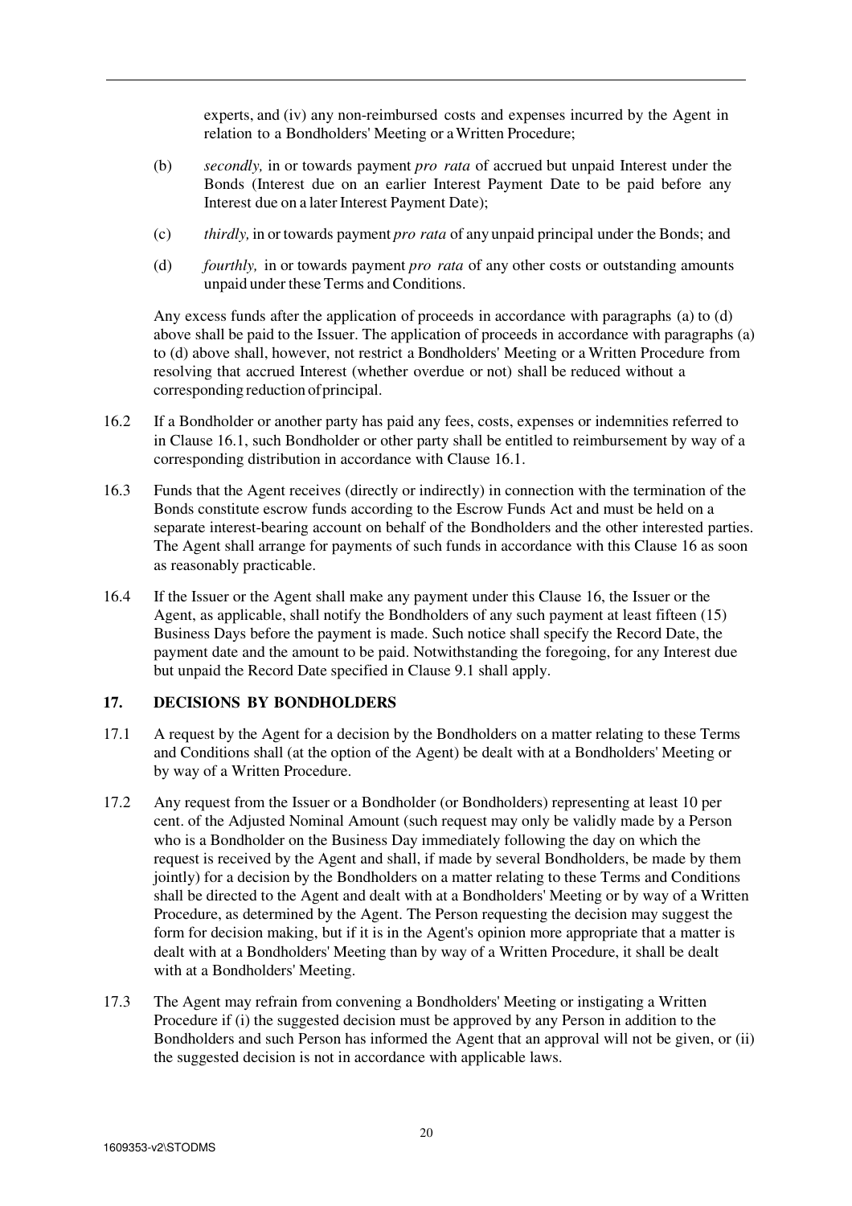experts, and (iv) any non-reimbursed costs and expenses incurred by the Agent in relation to a Bondholders' Meeting or a Written Procedure;

(b) *secondly,* in or towards payment *pro rata* of accrued but unpaid Interest under the Bonds (Interest due on an earlier Interest Payment Date to be paid before any Interest due on a later Interest Payment Date);

(c) *thirdly,* in or towards payment *pro rata* of any unpaid principal under the Bonds; and

(d) *fourthly,* in or towards payment *pro rata* of any other costs or outstanding amounts unpaid under these Terms and Conditions.

Any excess funds after the application of proceeds in accordance with paragraphs (a) to (d) above shall be paid to the Issuer. The application of proceeds in accordance with paragraphs (a) to (d) above shall, however, not restrict a Bondholders' Meeting or a Written Procedure from resolving that accrued Interest (whether overdue or not) shall be reduced without a corresponding reduction of principal.

16.2 If a Bondholder or another party has paid any fees, costs, expenses or indemnities referred to in Clause 16.1, such Bondholder or other party shall be entitled to reimbursement by way of a corresponding distribution in accordance with Clause 16.1.

16.3 Funds that the Agent receives (directly or indirectly) in connection with the termination of the Bonds constitute escrow funds according to the Escrow Funds Act and must be held on a separate interest-bearing account on behalf of the Bondholders and the other interested parties. The Agent shall arrange for payments of such funds in accordance with this Clause 16 as soon as reasonably practicable.

16.4 If the Issuer or the Agent shall make any payment under this Clause 16, the Issuer or the Agent, as applicable, shall notify the Bondholders of any such payment at least fifteen (15) Business Days before the payment is made. Such notice shall specify the Record Date, the payment date and the amount to be paid. Notwithstanding the foregoing, for any Interest due but unpaid the Record Date specified in Clause 9.1 shall apply.

## 17. DECISIONS BY BONDHOLDERS

17.1 A request by the Agent for a decision by the Bondholders on a matter relating to these Terms and Conditions shall (at the option of the Agent) be dealt with at a Bondholders' Meeting or by way of a Written Procedure.

17.2 Any request from the Issuer or a Bondholder (or Bondholders) representing at least 10 per cent. of the Adjusted Nominal Amount (such request may only be validly made by a Person who is a Bondholder on the Business Day immediately following the day on which the request is received by the Agent and shall, if made by several Bondholders, be made by them jointly) for a decision by the Bondholders on a matter relating to these Terms and Conditions shall be directed to the Agent and dealt with at a Bondholders' Meeting or by way of a Written Procedure, as determined by the Agent. The Person requesting the decision may suggest the form for decision making, but if it is in the Agent's opinion more appropriate that a matter is dealt with at a Bondholders' Meeting than by way of a Written Procedure, it shall be dealt with at a Bondholders' Meeting.

17.3 The Agent may refrain from convening a Bondholders' Meeting or instigating a Written Procedure if (i) the suggested decision must be approved by any Person in addition to the Bondholders and such Person has informed the Agent that an approval will not be given, or (ii) the suggested decision is not in accordance with applicable laws.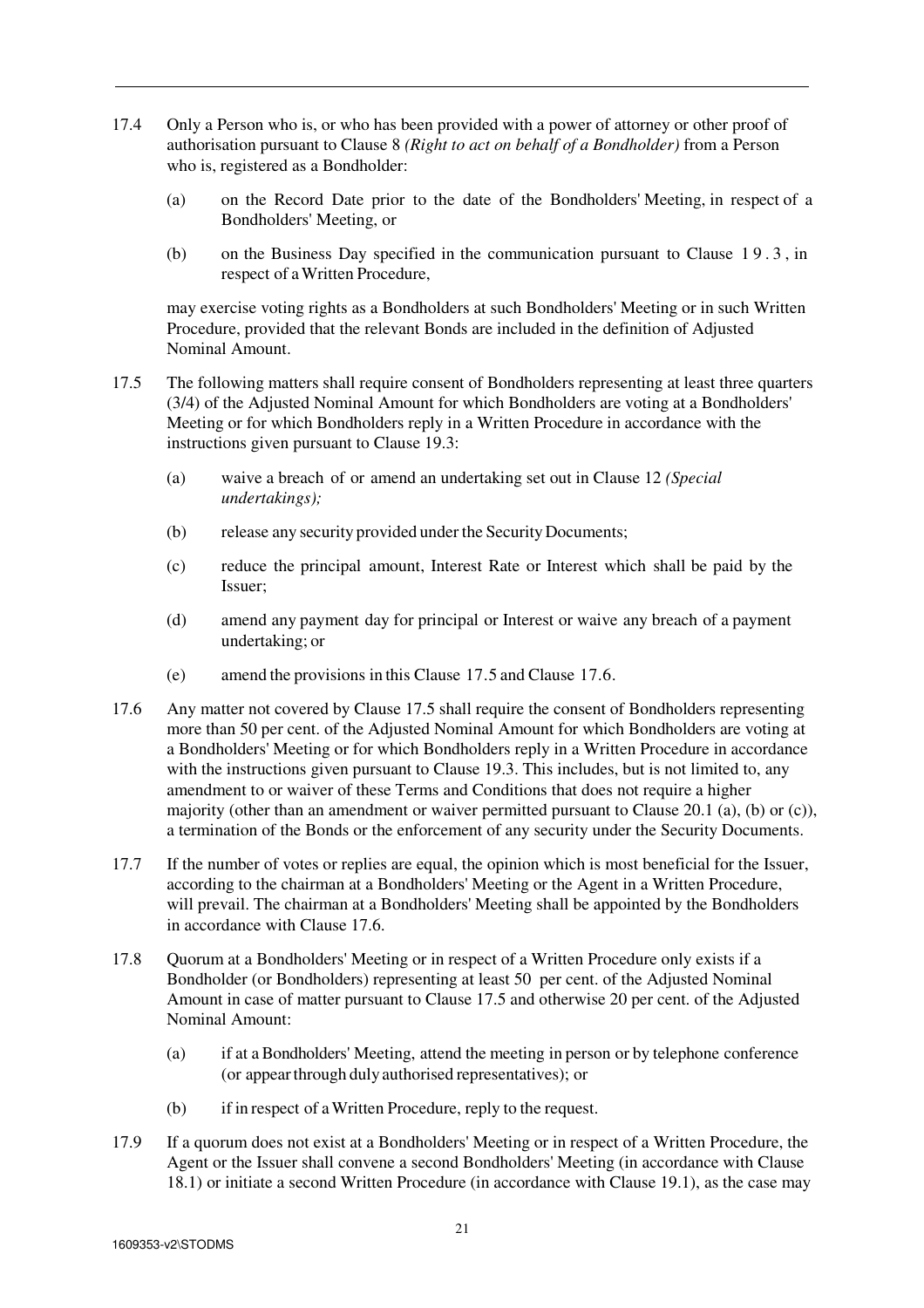17.4 Only a Person who is, or who has been provided with a power of attorney or other proof of authorisation pursuant to Clause 8 *(Right to act on behalf of a Bondholder)* from a Person who is, registered as a Bondholder:

(a) on the Record Date prior to the date of the Bondholders' Meeting, in respect of a Bondholders' Meeting, or

(b) on the Business Day specified in the communication pursuant to Clause 19.3, in respect of a Written Procedure,

may exercise voting rights as a Bondholders at such Bondholders' Meeting or in such Written Procedure, provided that the relevant Bonds are included in the definition of Adjusted Nominal Amount.

17.5 The following matters shall require consent of Bondholders representing at least three quarters (3/4) of the Adjusted Nominal Amount for which Bondholders are voting at a Bondholders' Meeting or for which Bondholders reply in a Written Procedure in accordance with the instructions given pursuant to Clause 19.3:

(a) waive a breach of or amend an undertaking set out in Clause 12 *(Special undertakings);*

(b) release any security provided under the Security Documents;

(c) reduce the principal amount, Interest Rate or Interest which shall be paid by the Issuer;

(d) amend any payment day for principal or Interest or waive any breach of a payment undertaking; or

(e) amend the provisions in this Clause 17.5 and Clause 17.6.

17.6 Any matter not covered by Clause 17.5 shall require the consent of Bondholders representing more than 50 per cent. of the Adjusted Nominal Amount for which Bondholders are voting at a Bondholders' Meeting or for which Bondholders reply in a Written Procedure in accordance with the instructions given pursuant to Clause 19.3. This includes, but is not limited to, any amendment to or waiver of these Terms and Conditions that does not require a higher majority (other than an amendment or waiver permitted pursuant to Clause 20.1 (a), (b) or (c)), a termination of the Bonds or the enforcement of any security under the Security Documents.

17.7 If the number of votes or replies are equal, the opinion which is most beneficial for the Issuer, according to the chairman at a Bondholders' Meeting or the Agent in a Written Procedure, will prevail. The chairman at a Bondholders' Meeting shall be appointed by the Bondholders in accordance with Clause 17.6.

17.8 Quorum at a Bondholders' Meeting or in respect of a Written Procedure only exists if a Bondholder (or Bondholders) representing at least 50 per cent. of the Adjusted Nominal Amount in case of matter pursuant to Clause 17.5 and otherwise 20 per cent. of the Adjusted Nominal Amount:

(a) if at a Bondholders' Meeting, attend the meeting in person or by telephone conference (or appear through duly authorised representatives); or

(b) if in respect of a Written Procedure, reply to the request.

17.9 If a quorum does not exist at a Bondholders' Meeting or in respect of a Written Procedure, the Agent or the Issuer shall convene a second Bondholders' Meeting (in accordance with Clause 18.1) or initiate a second Written Procedure (in accordance with Clause 19.1), as the case may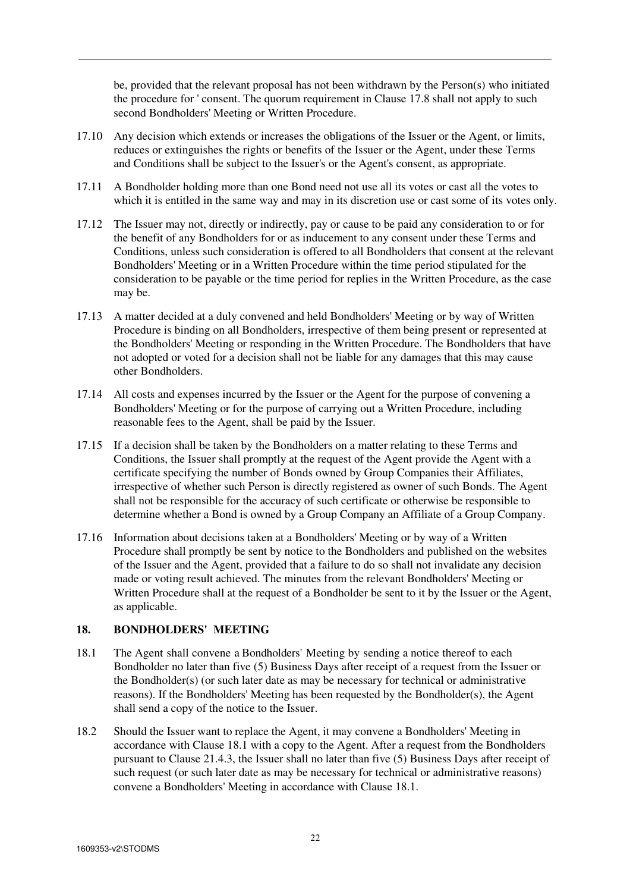be, provided that the relevant proposal has not been withdrawn by the Person(s) who initiated the procedure for ' consent. The quorum requirement in Clause 17.8 shall not apply to such second Bondholders' Meeting or Written Procedure.

17.10 Any decision which extends or increases the obligations of the Issuer or the Agent, or limits, reduces or extinguishes the rights or benefits of the Issuer or the Agent, under these Terms and Conditions shall be subject to the Issuer's or the Agent's consent, as appropriate.

17.11 A Bondholder holding more than one Bond need not use all its votes or cast all the votes to which it is entitled in the same way and may in its discretion use or cast some of its votes only.

17.12 The Issuer may not, directly or indirectly, pay or cause to be paid any consideration to or for the benefit of any Bondholders for or as inducement to any consent under these Terms and Conditions, unless such consideration is offered to all Bondholders that consent at the relevant Bondholders' Meeting or in a Written Procedure within the time period stipulated for the consideration to be payable or the time period for replies in the Written Procedure, as the case may be.

17.13 A matter decided at a duly convened and held Bondholders' Meeting or by way of Written Procedure is binding on all Bondholders, irrespective of them being present or represented at the Bondholders' Meeting or responding in the Written Procedure. The Bondholders that have not adopted or voted for a decision shall not be liable for any damages that this may cause other Bondholders.

17.14 All costs and expenses incurred by the Issuer or the Agent for the purpose of convening a Bondholders' Meeting or for the purpose of carrying out a Written Procedure, including reasonable fees to the Agent, shall be paid by the Issuer.

17.15 If a decision shall be taken by the Bondholders on a matter relating to these Terms and Conditions, the Issuer shall promptly at the request of the Agent provide the Agent with a certificate specifying the number of Bonds owned by Group Companies their Affiliates, irrespective of whether such Person is directly registered as owner of such Bonds. The Agent shall not be responsible for the accuracy of such certificate or otherwise be responsible to determine whether a Bond is owned by a Group Company an Affiliate of a Group Company.

17.16 Information about decisions taken at a Bondholders' Meeting or by way of a Written Procedure shall promptly be sent by notice to the Bondholders and published on the websites of the Issuer and the Agent, provided that a failure to do so shall not invalidate any decision made or voting result achieved. The minutes from the relevant Bondholders' Meeting or Written Procedure shall at the request of a Bondholder be sent to it by the Issuer or the Agent, as applicable.

## 18. BONDHOLDERS' MEETING

18.1 The Agent shall convene a Bondholders' Meeting by sending a notice thereof to each Bondholder no later than five (5) Business Days after receipt of a request from the Issuer or the Bondholder(s) (or such later date as may be necessary for technical or administrative reasons). If the Bondholders' Meeting has been requested by the Bondholder(s), the Agent shall send a copy of the notice to the Issuer.

18.2 Should the Issuer want to replace the Agent, it may convene a Bondholders' Meeting in accordance with Clause 18.1 with a copy to the Agent. After a request from the Bondholders pursuant to Clause 21.4.3, the Issuer shall no later than five (5) Business Days after receipt of such request (or such later date as may be necessary for technical or administrative reasons) convene a Bondholders' Meeting in accordance with Clause 18.1.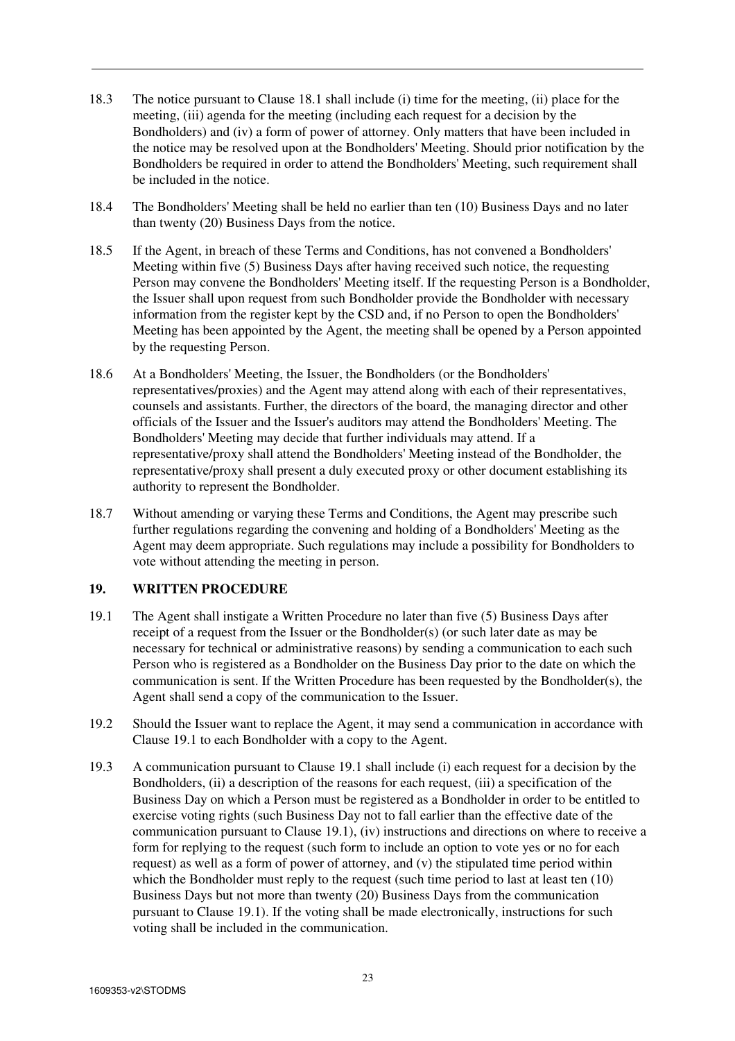18.3 The notice pursuant to Clause 18.1 shall include (i) time for the meeting, (ii) place for the meeting, (iii) agenda for the meeting (including each request for a decision by the Bondholders) and (iv) a form of power of attorney. Only matters that have been included in the notice may be resolved upon at the Bondholders' Meeting. Should prior notification by the Bondholders be required in order to attend the Bondholders' Meeting, such requirement shall be included in the notice.

18.4 The Bondholders' Meeting shall be held no earlier than ten (10) Business Days and no later than twenty (20) Business Days from the notice.

18.5 If the Agent, in breach of these Terms and Conditions, has not convened a Bondholders' Meeting within five (5) Business Days after having received such notice, the requesting Person may convene the Bondholders' Meeting itself. If the requesting Person is a Bondholder, the Issuer shall upon request from such Bondholder provide the Bondholder with necessary information from the register kept by the CSD and, if no Person to open the Bondholders' Meeting has been appointed by the Agent, the meeting shall be opened by a Person appointed by the requesting Person.

18.6 At a Bondholders' Meeting, the Issuer, the Bondholders (or the Bondholders' representatives/proxies) and the Agent may attend along with each of their representatives, counsels and assistants. Further, the directors of the board, the managing director and other officials of the Issuer and the Issuer's auditors may attend the Bondholders' Meeting. The Bondholders' Meeting may decide that further individuals may attend. If a representative/proxy shall attend the Bondholders' Meeting instead of the Bondholder, the representative/proxy shall present a duly executed proxy or other document establishing its authority to represent the Bondholder.

18.7 Without amending or varying these Terms and Conditions, the Agent may prescribe such further regulations regarding the convening and holding of a Bondholders' Meeting as the Agent may deem appropriate. Such regulations may include a possibility for Bondholders to vote without attending the meeting in person.

## 19. WRITTEN PROCEDURE

19.1 The Agent shall instigate a Written Procedure no later than five (5) Business Days after receipt of a request from the Issuer or the Bondholder(s) (or such later date as may be necessary for technical or administrative reasons) by sending a communication to each such Person who is registered as a Bondholder on the Business Day prior to the date on which the communication is sent. If the Written Procedure has been requested by the Bondholder(s), the Agent shall send a copy of the communication to the Issuer.

19.2 Should the Issuer want to replace the Agent, it may send a communication in accordance with Clause 19.1 to each Bondholder with a copy to the Agent.

19.3 A communication pursuant to Clause 19.1 shall include (i) each request for a decision by the Bondholders, (ii) a description of the reasons for each request, (iii) a specification of the Business Day on which a Person must be registered as a Bondholder in order to be entitled to exercise voting rights (such Business Day not to fall earlier than the effective date of the communication pursuant to Clause 19.1), (iv) instructions and directions on where to receive a form for replying to the request (such form to include an option to vote yes or no for each request) as well as a form of power of attorney, and (v) the stipulated time period within which the Bondholder must reply to the request (such time period to last at least ten (10) Business Days but not more than twenty (20) Business Days from the communication pursuant to Clause 19.1). If the voting shall be made electronically, instructions for such voting shall be included in the communication.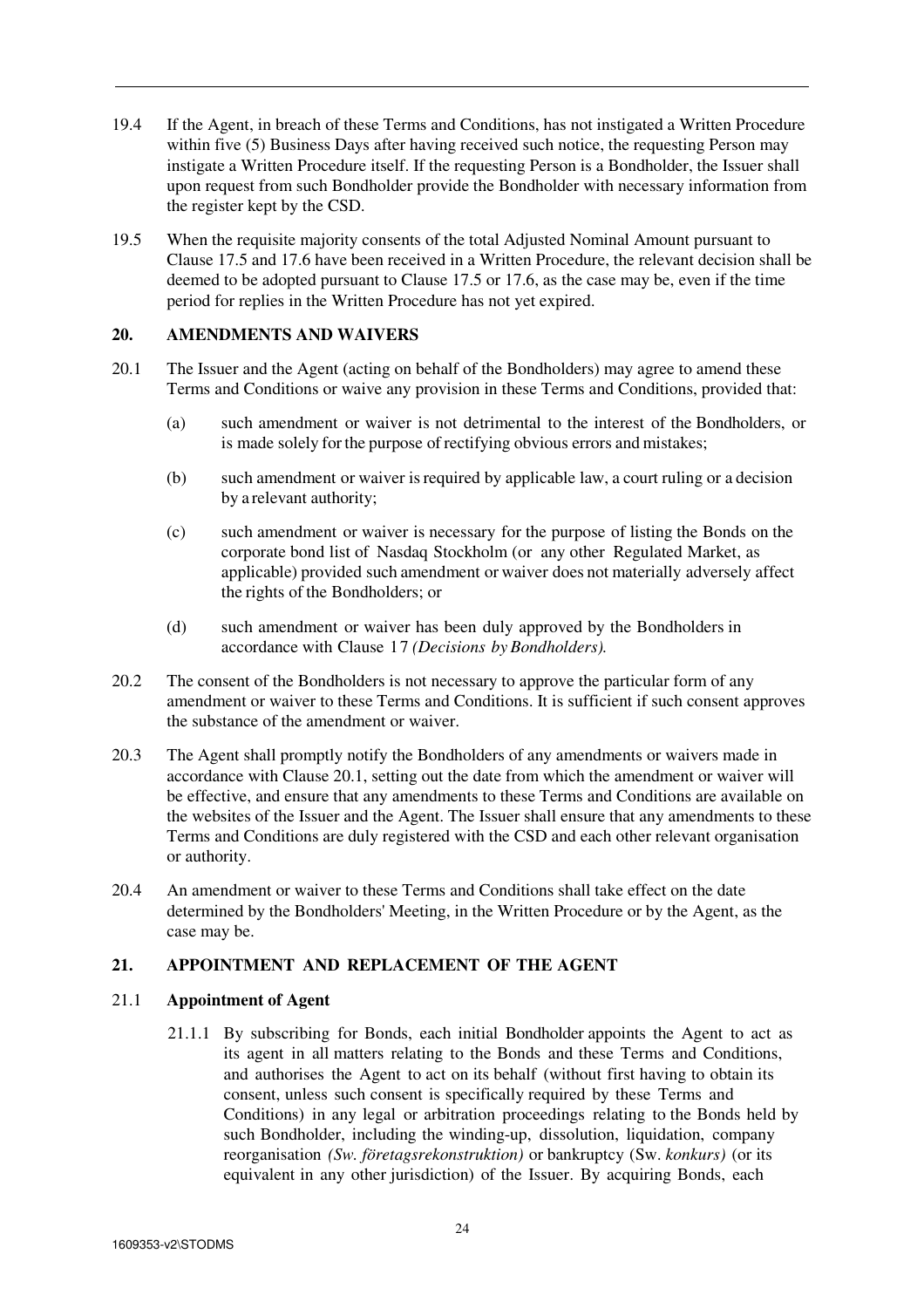19.4 If the Agent, in breach of these Terms and Conditions, has not instigated a Written Procedure within five (5) Business Days after having received such notice, the requesting Person may instigate a Written Procedure itself. If the requesting Person is a Bondholder, the Issuer shall upon request from such Bondholder provide the Bondholder with necessary information from the register kept by the CSD.

19.5 When the requisite majority consents of the total Adjusted Nominal Amount pursuant to Clause 17.5 and 17.6 have been received in a Written Procedure, the relevant decision shall be deemed to be adopted pursuant to Clause 17.5 or 17.6, as the case may be, even if the time period for replies in the Written Procedure has not yet expired.

## 20. AMENDMENTS AND WAIVERS

20.1 The Issuer and the Agent (acting on behalf of the Bondholders) may agree to amend these Terms and Conditions or waive any provision in these Terms and Conditions, provided that:

(a) such amendment or waiver is not detrimental to the interest of the Bondholders, or is made solely for the purpose of rectifying obvious errors and mistakes;

(b) such amendment or waiver is required by applicable law, a court ruling or a decision by a relevant authority;

(c) such amendment or waiver is necessary for the purpose of listing the Bonds on the corporate bond list of Nasdaq Stockholm (or any other Regulated Market, as applicable) provided such amendment or waiver does not materially adversely affect the rights of the Bondholders; or

(d) such amendment or waiver has been duly approved by the Bondholders in accordance with Clause 17 *(Decisions by Bondholders).*

20.2 The consent of the Bondholders is not necessary to approve the particular form of any amendment or waiver to these Terms and Conditions. It is sufficient if such consent approves the substance of the amendment or waiver.

20.3 The Agent shall promptly notify the Bondholders of any amendments or waivers made in accordance with Clause 20.1, setting out the date from which the amendment or waiver will be effective, and ensure that any amendments to these Terms and Conditions are available on the websites of the Issuer and the Agent. The Issuer shall ensure that any amendments to these Terms and Conditions are duly registered with the CSD and each other relevant organisation or authority.

20.4 An amendment or waiver to these Terms and Conditions shall take effect on the date determined by the Bondholders' Meeting, in the Written Procedure or by the Agent, as the case may be.

## 21. APPOINTMENT AND REPLACEMENT OF THE AGENT

### 21.1 Appointment of Agent

21.1.1 By subscribing for Bonds, each initial Bondholder appoints the Agent to act as its agent in all matters relating to the Bonds and these Terms and Conditions, and authorises the Agent to act on its behalf (without first having to obtain its consent, unless such consent is specifically required by these Terms and Conditions) in any legal or arbitration proceedings relating to the Bonds held by such Bondholder, including the winding-up, dissolution, liquidation, company reorganisation *(Sw. företagsrekonstruktion)* or bankruptcy (Sw. *konkurs)* (or its equivalent in any other jurisdiction) of the Issuer. By acquiring Bonds, each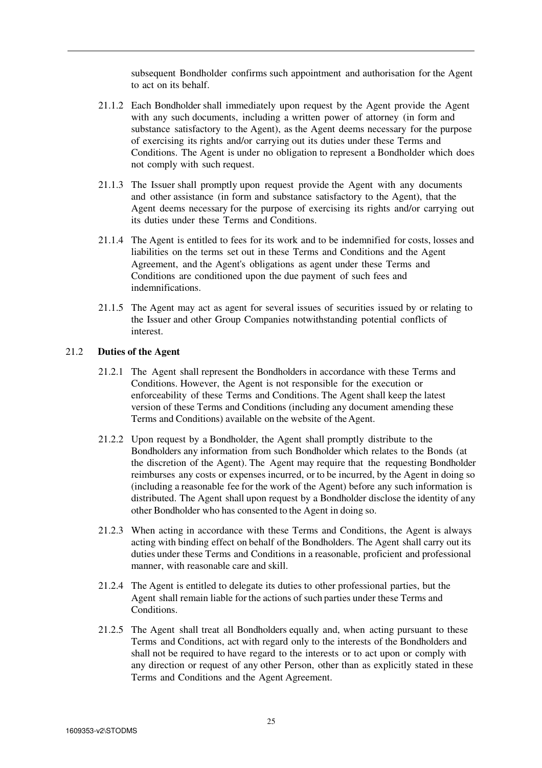subsequent Bondholder confirms such appointment and authorisation for the Agent to act on its behalf.

21.1.2 Each Bondholder shall immediately upon request by the Agent provide the Agent with any such documents, including a written power of attorney (in form and substance satisfactory to the Agent), as the Agent deems necessary for the purpose of exercising its rights and/or carrying out its duties under these Terms and Conditions. The Agent is under no obligation to represent a Bondholder which does not comply with such request.

21.1.3 The Issuer shall promptly upon request provide the Agent with any documents and other assistance (in form and substance satisfactory to the Agent), that the Agent deems necessary for the purpose of exercising its rights and/or carrying out its duties under these Terms and Conditions.

21.1.4 The Agent is entitled to fees for its work and to be indemnified for costs, losses and liabilities on the terms set out in these Terms and Conditions and the Agent Agreement, and the Agent's obligations as agent under these Terms and Conditions are conditioned upon the due payment of such fees and indemnifications.

21.1.5 The Agent may act as agent for several issues of securities issued by or relating to the Issuer and other Group Companies notwithstanding potential conflicts of interest.

21.2 **Duties of the Agent**

21.2.1 The Agent shall represent the Bondholders in accordance with these Terms and Conditions. However, the Agent is not responsible for the execution or enforceability of these Terms and Conditions. The Agent shall keep the latest version of these Terms and Conditions (including any document amending these Terms and Conditions) available on the website of the Agent.

21.2.2 Upon request by a Bondholder, the Agent shall promptly distribute to the Bondholders any information from such Bondholder which relates to the Bonds (at the discretion of the Agent). The Agent may require that the requesting Bondholder reimburses any costs or expenses incurred, or to be incurred, by the Agent in doing so (including a reasonable fee for the work of the Agent) before any such information is distributed. The Agent shall upon request by a Bondholder disclose the identity of any other Bondholder who has consented to the Agent in doing so.

21.2.3 When acting in accordance with these Terms and Conditions, the Agent is always acting with binding effect on behalf of the Bondholders. The Agent shall carry out its duties under these Terms and Conditions in a reasonable, proficient and professional manner, with reasonable care and skill.

21.2.4 The Agent is entitled to delegate its duties to other professional parties, but the Agent shall remain liable for the actions of such parties under these Terms and Conditions.

21.2.5 The Agent shall treat all Bondholders equally and, when acting pursuant to these Terms and Conditions, act with regard only to the interests of the Bondholders and shall not be required to have regard to the interests or to act upon or comply with any direction or request of any other Person, other than as explicitly stated in these Terms and Conditions and the Agent Agreement.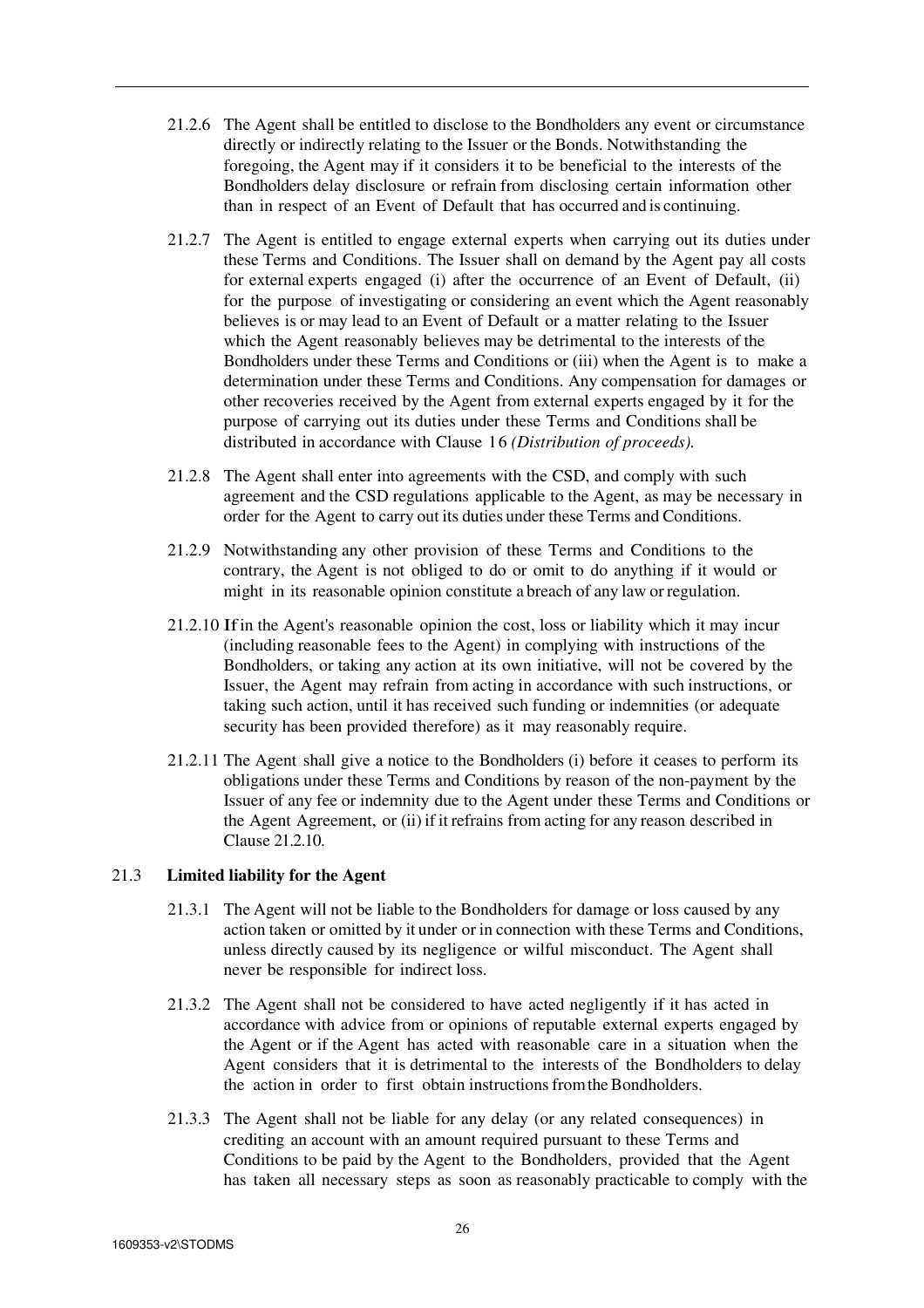21.2.6 The Agent shall be entitled to disclose to the Bondholders any event or circumstance directly or indirectly relating to the Issuer or the Bonds. Notwithstanding the foregoing, the Agent may if it considers it to be beneficial to the interests of the Bondholders delay disclosure or refrain from disclosing certain information other than in respect of an Event of Default that has occurred and is continuing.

21.2.7 The Agent is entitled to engage external experts when carrying out its duties under these Terms and Conditions. The Issuer shall on demand by the Agent pay all costs for external experts engaged (i) after the occurrence of an Event of Default, (ii) for the purpose of investigating or considering an event which the Agent reasonably believes is or may lead to an Event of Default or a matter relating to the Issuer which the Agent reasonably believes may be detrimental to the interests of the Bondholders under these Terms and Conditions or (iii) when the Agent is to make a determination under these Terms and Conditions. Any compensation for damages or other recoveries received by the Agent from external experts engaged by it for the purpose of carrying out its duties under these Terms and Conditions shall be distributed in accordance with Clause 16 *(Distribution of proceeds).*

21.2.8 The Agent shall enter into agreements with the CSD, and comply with such agreement and the CSD regulations applicable to the Agent, as may be necessary in order for the Agent to carry out its duties under these Terms and Conditions.

21.2.9 Notwithstanding any other provision of these Terms and Conditions to the contrary, the Agent is not obliged to do or omit to do anything if it would or might in its reasonable opinion constitute a breach of any law or regulation.

21.2.10 If in the Agent's reasonable opinion the cost, loss or liability which it may incur (including reasonable fees to the Agent) in complying with instructions of the Bondholders, or taking any action at its own initiative, will not be covered by the Issuer, the Agent may refrain from acting in accordance with such instructions, or taking such action, until it has received such funding or indemnities (or adequate security has been provided therefore) as it may reasonably require.

21.2.11 The Agent shall give a notice to the Bondholders (i) before it ceases to perform its obligations under these Terms and Conditions by reason of the non-payment by the Issuer of any fee or indemnity due to the Agent under these Terms and Conditions or the Agent Agreement, or (ii) if it refrains from acting for any reason described in Clause 21.2.10.

21.3 **Limited liability for the Agent**

21.3.1 The Agent will not be liable to the Bondholders for damage or loss caused by any action taken or omitted by it under or in connection with these Terms and Conditions, unless directly caused by its negligence or wilful misconduct. The Agent shall never be responsible for indirect loss.

21.3.2 The Agent shall not be considered to have acted negligently if it has acted in accordance with advice from or opinions of reputable external experts engaged by the Agent or if the Agent has acted with reasonable care in a situation when the Agent considers that it is detrimental to the interests of the Bondholders to delay the action in order to first obtain instructions from the Bondholders.

21.3.3 The Agent shall not be liable for any delay (or any related consequences) in crediting an account with an amount required pursuant to these Terms and Conditions to be paid by the Agent to the Bondholders, provided that the Agent has taken all necessary steps as soon as reasonably practicable to comply with the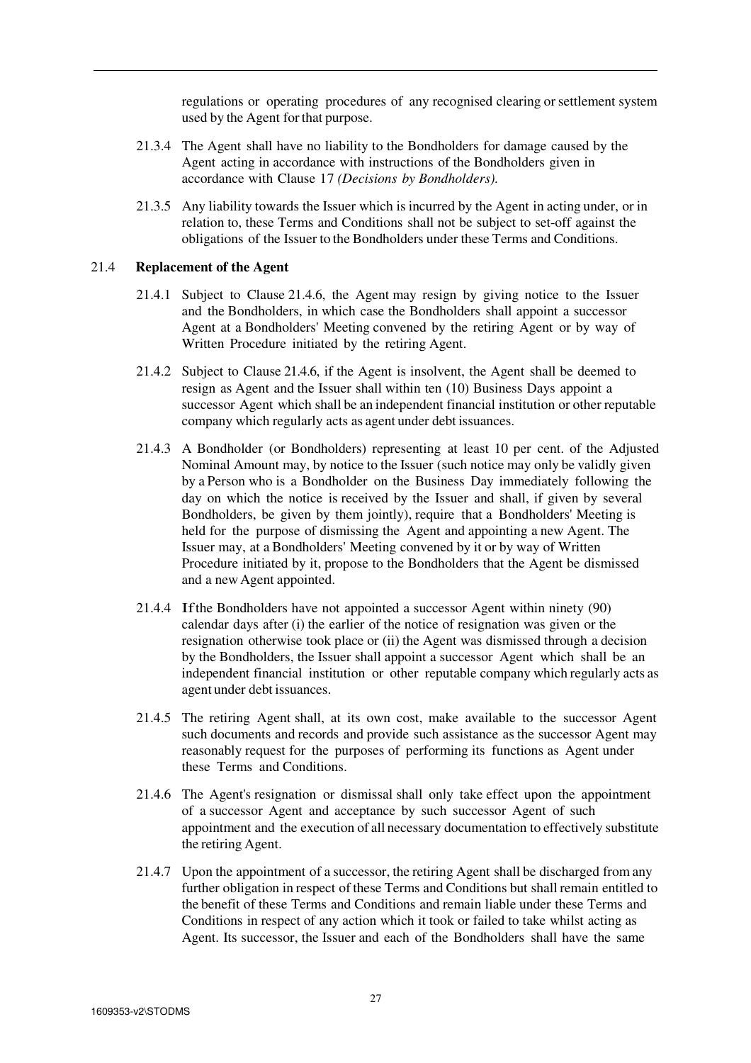regulations or operating procedures of any recognised clearing or settlement system used by the Agent for that purpose.

21.3.4 The Agent shall have no liability to the Bondholders for damage caused by the Agent acting in accordance with instructions of the Bondholders given in accordance with Clause 17 *(Decisions by Bondholders).*

21.3.5 Any liability towards the Issuer which is incurred by the Agent in acting under, or in relation to, these Terms and Conditions shall not be subject to set-off against the obligations of the Issuer to the Bondholders under these Terms and Conditions.

21.4 **Replacement of the Agent**

21.4.1 Subject to Clause 21.4.6, the Agent may resign by giving notice to the Issuer and the Bondholders, in which case the Bondholders shall appoint a successor Agent at a Bondholders' Meeting convened by the retiring Agent or by way of Written Procedure initiated by the retiring Agent.

21.4.2 Subject to Clause 21.4.6, if the Agent is insolvent, the Agent shall be deemed to resign as Agent and the Issuer shall within ten (10) Business Days appoint a successor Agent which shall be an independent financial institution or other reputable company which regularly acts as agent under debt issuances.

21.4.3 A Bondholder (or Bondholders) representing at least 10 per cent. of the Adjusted Nominal Amount may, by notice to the Issuer (such notice may only be validly given by a Person who is a Bondholder on the Business Day immediately following the day on which the notice is received by the Issuer and shall, if given by several Bondholders, be given by them jointly), require that a Bondholders' Meeting is held for the purpose of dismissing the Agent and appointing a new Agent. The Issuer may, at a Bondholders' Meeting convened by it or by way of Written Procedure initiated by it, propose to the Bondholders that the Agent be dismissed and a new Agent appointed.

21.4.4 If the Bondholders have not appointed a successor Agent within ninety (90) calendar days after (i) the earlier of the notice of resignation was given or the resignation otherwise took place or (ii) the Agent was dismissed through a decision by the Bondholders, the Issuer shall appoint a successor Agent which shall be an independent financial institution or other reputable company which regularly acts as agent under debt issuances.

21.4.5 The retiring Agent shall, at its own cost, make available to the successor Agent such documents and records and provide such assistance as the successor Agent may reasonably request for the purposes of performing its functions as Agent under these Terms and Conditions.

21.4.6 The Agent's resignation or dismissal shall only take effect upon the appointment of a successor Agent and acceptance by such successor Agent of such appointment and the execution of all necessary documentation to effectively substitute the retiring Agent.

21.4.7 Upon the appointment of a successor, the retiring Agent shall be discharged from any further obligation in respect of these Terms and Conditions but shall remain entitled to the benefit of these Terms and Conditions and remain liable under these Terms and Conditions in respect of any action which it took or failed to take whilst acting as Agent. Its successor, the Issuer and each of the Bondholders shall have the same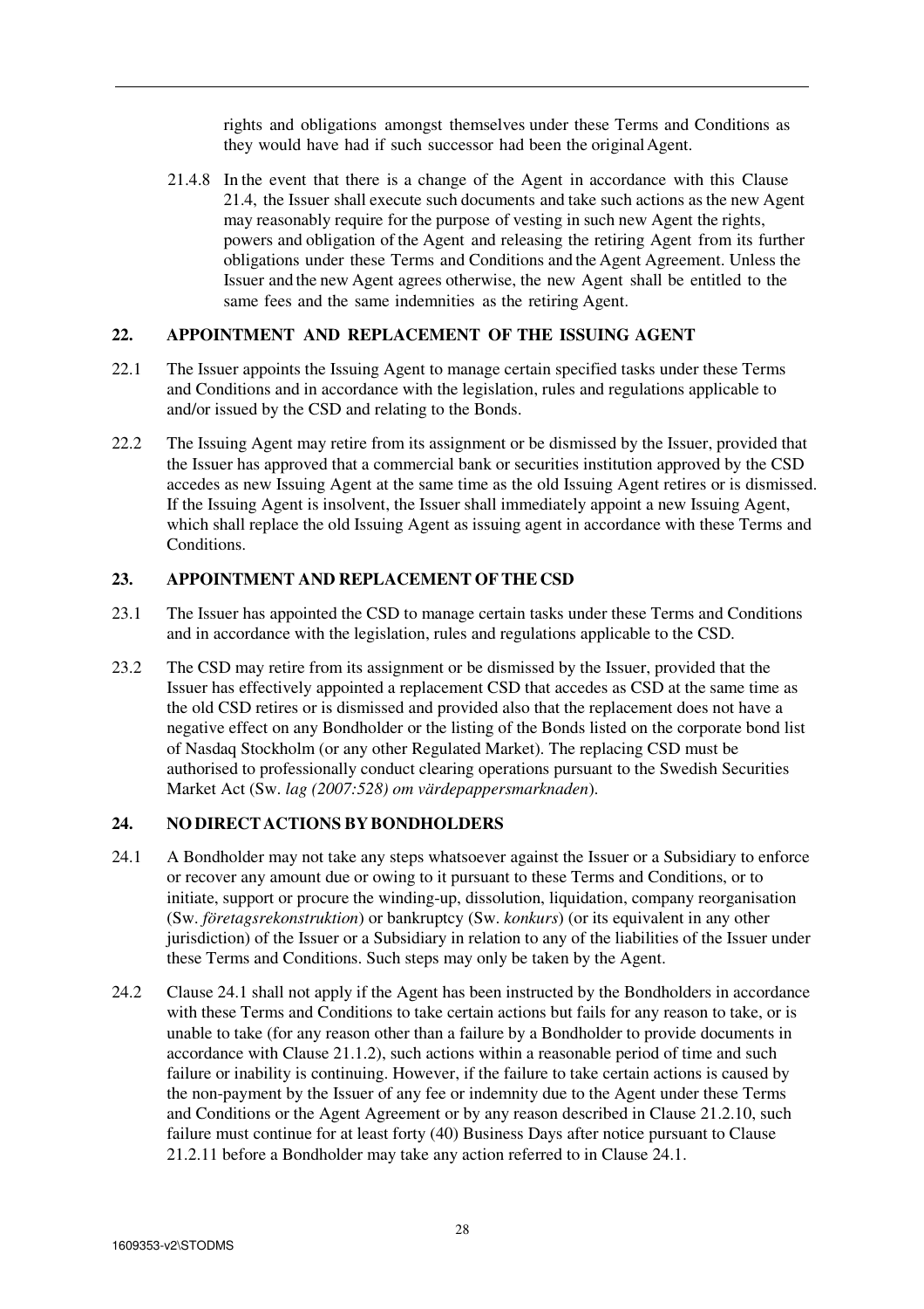rights and obligations amongst themselves under these Terms and Conditions as they would have had if such successor had been the original Agent.

21.4.8 In the event that there is a change of the Agent in accordance with this Clause 21.4, the Issuer shall execute such documents and take such actions as the new Agent may reasonably require for the purpose of vesting in such new Agent the rights, powers and obligation of the Agent and releasing the retiring Agent from its further obligations under these Terms and Conditions and the Agent Agreement. Unless the Issuer and the new Agent agrees otherwise, the new Agent shall be entitled to the same fees and the same indemnities as the retiring Agent.

## 22. APPOINTMENT AND REPLACEMENT OF THE ISSUING AGENT

22.1 The Issuer appoints the Issuing Agent to manage certain specified tasks under these Terms and Conditions and in accordance with the legislation, rules and regulations applicable to and/or issued by the CSD and relating to the Bonds.

22.2 The Issuing Agent may retire from its assignment or be dismissed by the Issuer, provided that the Issuer has approved that a commercial bank or securities institution approved by the CSD accedes as new Issuing Agent at the same time as the old Issuing Agent retires or is dismissed. If the Issuing Agent is insolvent, the Issuer shall immediately appoint a new Issuing Agent, which shall replace the old Issuing Agent as issuing agent in accordance with these Terms and Conditions.

## 23. APPOINTMENT AND REPLACEMENT OF THE CSD

23.1 The Issuer has appointed the CSD to manage certain tasks under these Terms and Conditions and in accordance with the legislation, rules and regulations applicable to the CSD.

23.2 The CSD may retire from its assignment or be dismissed by the Issuer, provided that the Issuer has effectively appointed a replacement CSD that accedes as CSD at the same time as the old CSD retires or is dismissed and provided also that the replacement does not have a negative effect on any Bondholder or the listing of the Bonds listed on the corporate bond list of Nasdaq Stockholm (or any other Regulated Market). The replacing CSD must be authorised to professionally conduct clearing operations pursuant to the Swedish Securities Market Act (Sw. *lag (2007:528) om värdepappersmarknaden*).

## 24. NO DIRECT ACTIONS BY BONDHOLDERS

24.1 A Bondholder may not take any steps whatsoever against the Issuer or a Subsidiary to enforce or recover any amount due or owing to it pursuant to these Terms and Conditions, or to initiate, support or procure the winding-up, dissolution, liquidation, company reorganisation (Sw. *företagsrekonstruktion*) or bankruptcy (Sw. *konkurs*) (or its equivalent in any other jurisdiction) of the Issuer or a Subsidiary in relation to any of the liabilities of the Issuer under these Terms and Conditions. Such steps may only be taken by the Agent.

24.2 Clause 24.1 shall not apply if the Agent has been instructed by the Bondholders in accordance with these Terms and Conditions to take certain actions but fails for any reason to take, or is unable to take (for any reason other than a failure by a Bondholder to provide documents in accordance with Clause 21.1.2), such actions within a reasonable period of time and such failure or inability is continuing. However, if the failure to take certain actions is caused by the non-payment by the Issuer of any fee or indemnity due to the Agent under these Terms and Conditions or the Agent Agreement or by any reason described in Clause 21.2.10, such failure must continue for at least forty (40) Business Days after notice pursuant to Clause 21.2.11 before a Bondholder may take any action referred to in Clause 24.1.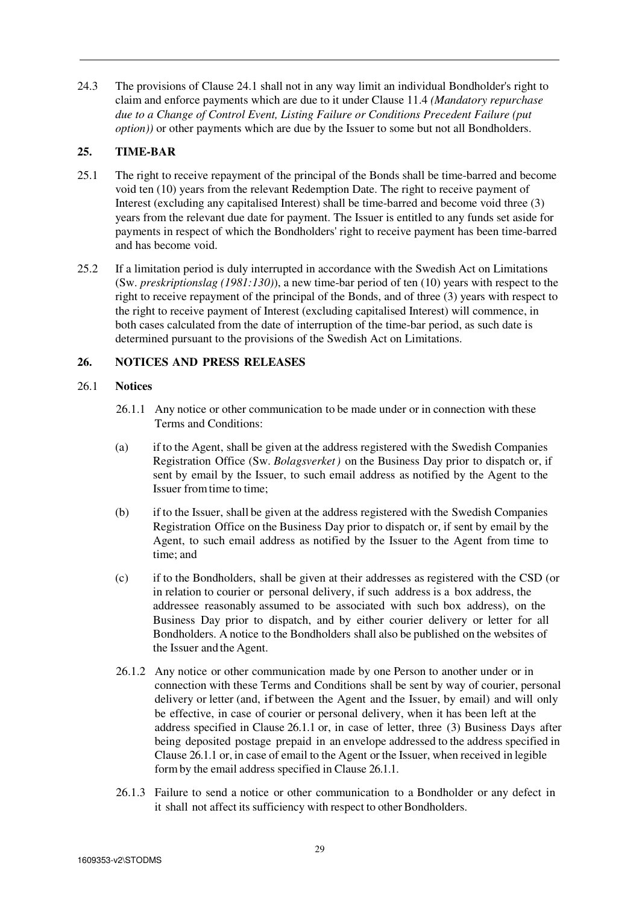24.3 The provisions of Clause 24.1 shall not in any way limit an individual Bondholder's right to claim and enforce payments which are due to it under Clause 11.4 *(Mandatory repurchase due to a Change of Control Event, Listing Failure or Conditions Precedent Failure (put option))* or other payments which are due by the Issuer to some but not all Bondholders.

## 25. TIME-BAR

25.1 The right to receive repayment of the principal of the Bonds shall be time-barred and become void ten (10) years from the relevant Redemption Date. The right to receive payment of Interest (excluding any capitalised Interest) shall be time-barred and become void three (3) years from the relevant due date for payment. The Issuer is entitled to any funds set aside for payments in respect of which the Bondholders' right to receive payment has been time-barred and has become void.

25.2 If a limitation period is duly interrupted in accordance with the Swedish Act on Limitations (Sw. *preskriptionslag (1981:130)*), a new time-bar period of ten (10) years with respect to the right to receive repayment of the principal of the Bonds, and of three (3) years with respect to the right to receive payment of Interest (excluding capitalised Interest) will commence, in both cases calculated from the date of interruption of the time-bar period, as such date is determined pursuant to the provisions of the Swedish Act on Limitations.

## 26. NOTICES AND PRESS RELEASES

### 26.1 Notices

26.1.1 Any notice or other communication to be made under or in connection with these Terms and Conditions:

(a) if to the Agent, shall be given at the address registered with the Swedish Companies Registration Office (Sw. *Bolagsverket )* on the Business Day prior to dispatch or, if sent by email by the Issuer, to such email address as notified by the Agent to the Issuer from time to time;

(b) if to the Issuer, shall be given at the address registered with the Swedish Companies Registration Office on the Business Day prior to dispatch or, if sent by email by the Agent, to such email address as notified by the Issuer to the Agent from time to time; and

(c) if to the Bondholders, shall be given at their addresses as registered with the CSD (or in relation to courier or personal delivery, if such address is a box address, the addressee reasonably assumed to be associated with such box address), on the Business Day prior to dispatch, and by either courier delivery or letter for all Bondholders. A notice to the Bondholders shall also be published on the websites of the Issuer and the Agent.

26.1.2 Any notice or other communication made by one Person to another under or in connection with these Terms and Conditions shall be sent by way of courier, personal delivery or letter (and, if between the Agent and the Issuer, by email) and will only be effective, in case of courier or personal delivery, when it has been left at the address specified in Clause 26.1.1 or, in case of letter, three (3) Business Days after being deposited postage prepaid in an envelope addressed to the address specified in Clause 26.1.1 or, in case of email to the Agent or the Issuer, when received in legible form by the email address specified in Clause 26.1.1.

26.1.3 Failure to send a notice or other communication to a Bondholder or any defect in it shall not affect its sufficiency with respect to other Bondholders.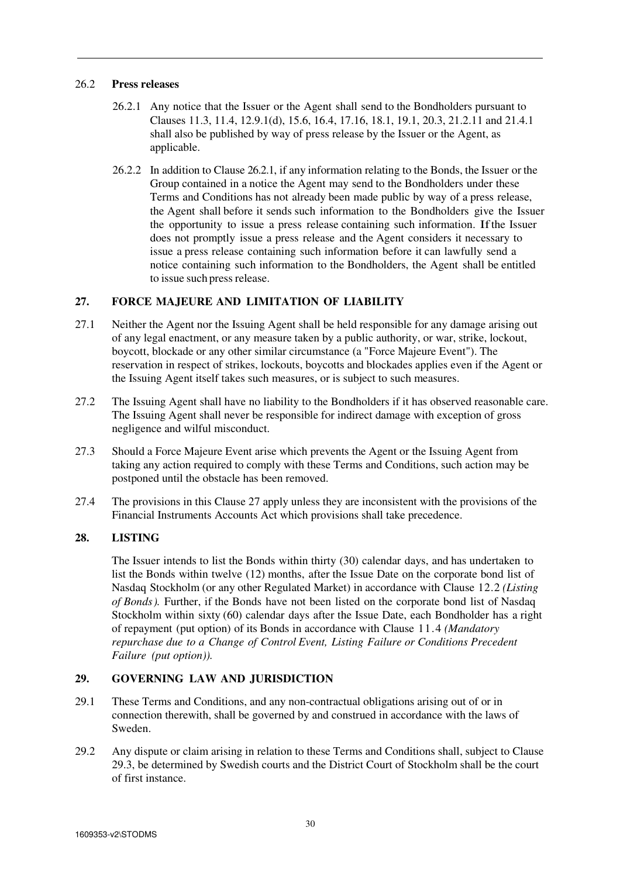### 26.2 Press releases

26.2.1 Any notice that the Issuer or the Agent shall send to the Bondholders pursuant to Clauses 11.3, 11.4, 12.9.1(d), 15.6, 16.4, 17.16, 18.1, 19.1, 20.3, 21.2.11 and 21.4.1 shall also be published by way of press release by the Issuer or the Agent, as applicable.

26.2.2 In addition to Clause 26.2.1, if any information relating to the Bonds, the Issuer or the Group contained in a notice the Agent may send to the Bondholders under these Terms and Conditions has not already been made public by way of a press release, the Agent shall before it sends such information to the Bondholders give the Issuer the opportunity to issue a press release containing such information. If the Issuer does not promptly issue a press release and the Agent considers it necessary to issue a press release containing such information before it can lawfully send a notice containing such information to the Bondholders, the Agent shall be entitled to issue such press release.

## 27. FORCE MAJEURE AND LIMITATION OF LIABILITY

27.1 Neither the Agent nor the Issuing Agent shall be held responsible for any damage arising out of any legal enactment, or any measure taken by a public authority, or war, strike, lockout, boycott, blockade or any other similar circumstance (a "Force Majeure Event"). The reservation in respect of strikes, lockouts, boycotts and blockades applies even if the Agent or the Issuing Agent itself takes such measures, or is subject to such measures.

27.2 The Issuing Agent shall have no liability to the Bondholders if it has observed reasonable care. The Issuing Agent shall never be responsible for indirect damage with exception of gross negligence and wilful misconduct.

27.3 Should a Force Majeure Event arise which prevents the Agent or the Issuing Agent from taking any action required to comply with these Terms and Conditions, such action may be postponed until the obstacle has been removed.

27.4 The provisions in this Clause 27 apply unless they are inconsistent with the provisions of the Financial Instruments Accounts Act which provisions shall take precedence.

## 28. LISTING

The Issuer intends to list the Bonds within thirty (30) calendar days, and has undertaken to list the Bonds within twelve (12) months, after the Issue Date on the corporate bond list of Nasdaq Stockholm (or any other Regulated Market) in accordance with Clause 12.2 *(Listing of Bonds).* Further, if the Bonds have not been listed on the corporate bond list of Nasdaq Stockholm within sixty (60) calendar days after the Issue Date, each Bondholder has a right of repayment (put option) of its Bonds in accordance with Clause 11.4 *(Mandatory repurchase due to a Change of Control Event, Listing Failure or Conditions Precedent Failure (put option)).*

## 29. GOVERNING LAW AND JURISDICTION

29.1 These Terms and Conditions, and any non-contractual obligations arising out of or in connection therewith, shall be governed by and construed in accordance with the laws of Sweden.

29.2 Any dispute or claim arising in relation to these Terms and Conditions shall, subject to Clause 29.3, be determined by Swedish courts and the District Court of Stockholm shall be the court of first instance.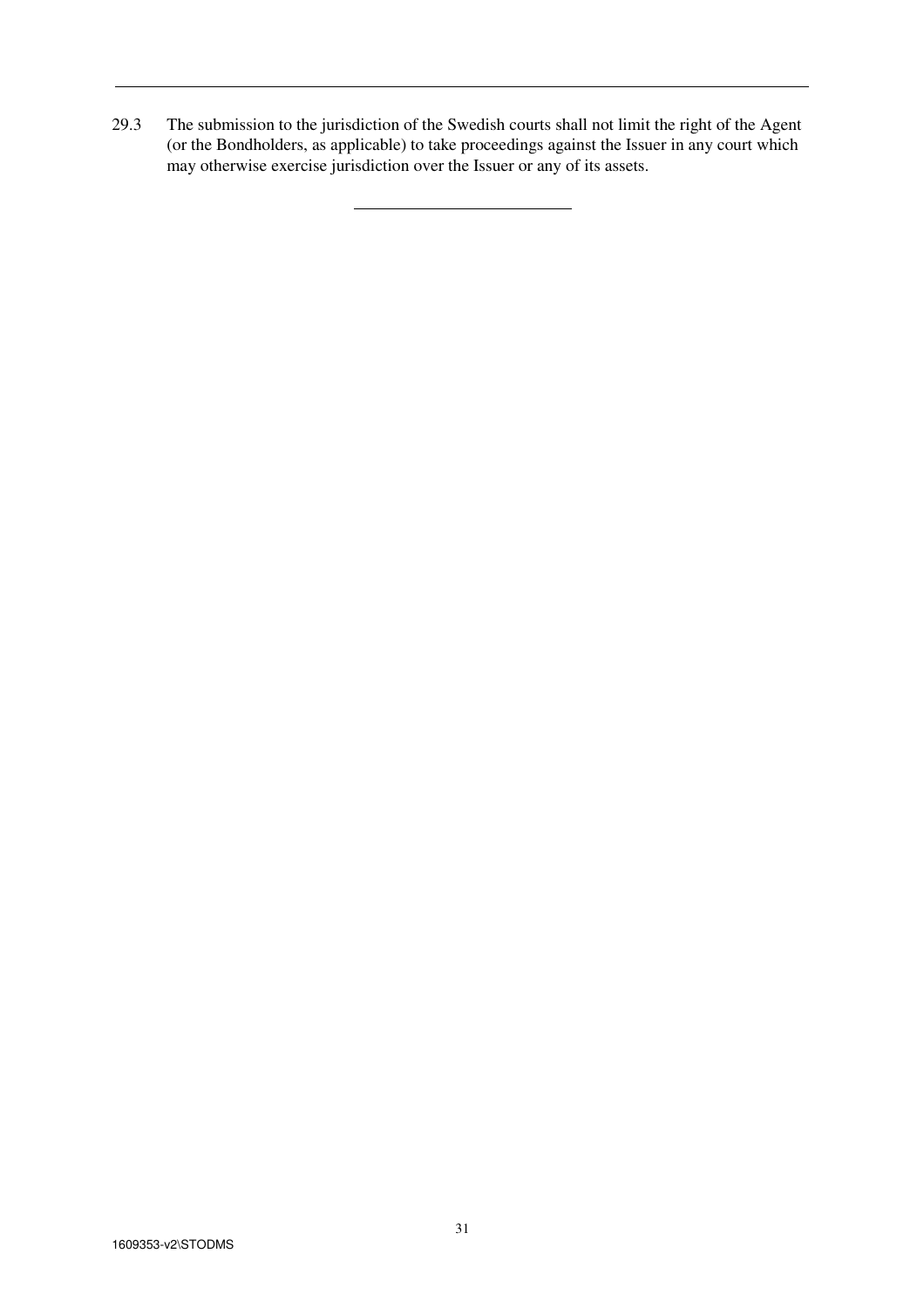29.3 The submission to the jurisdiction of the Swedish courts shall not limit the right of the Agent (or the Bondholders, as applicable) to take proceedings against the Issuer in any court which may otherwise exercise jurisdiction over the Issuer or any of its assets.

---

1609353-v2\STODMS